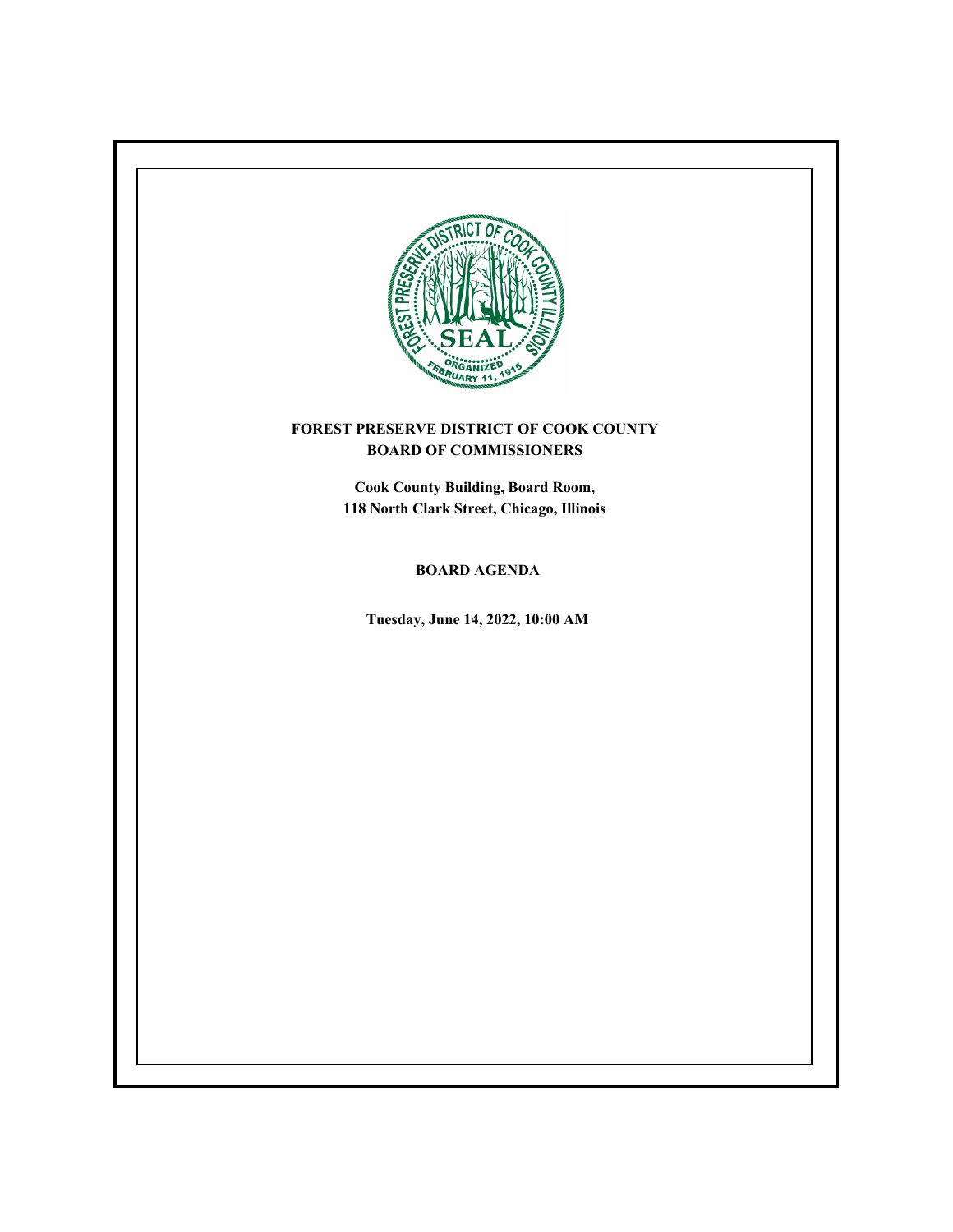# FOREST PRESERVE DISTRICT OF COOK COUNTY
## BOARD OF COMMISSIONERS

**Cook County Building, Board Room,**
**118 North Clark Street, Chicago, Illinois**

## BOARD AGENDA

**Tuesday, June 14, 2022, 10:00 AM**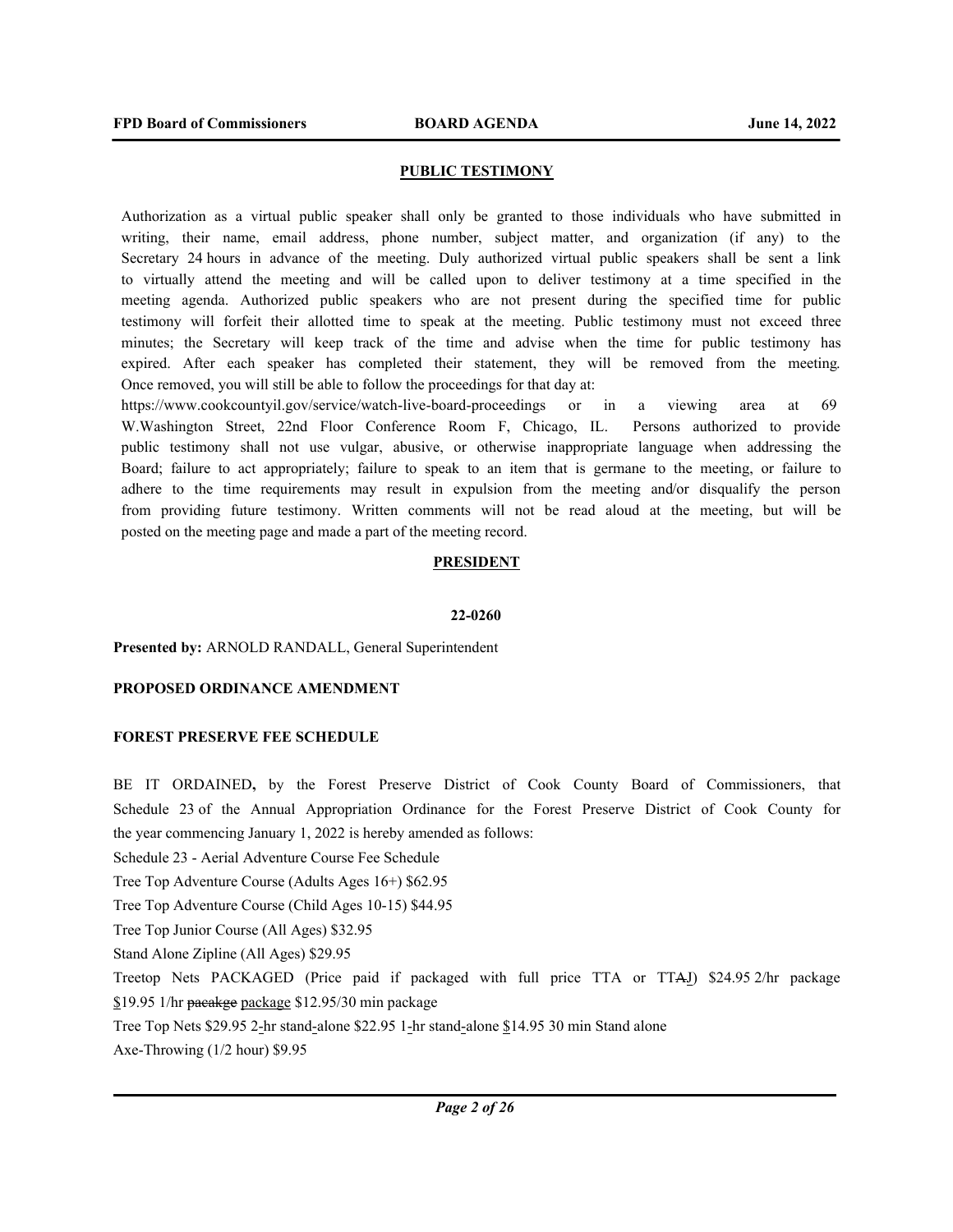## PUBLIC TESTIMONY

Authorization as a virtual public speaker shall only be granted to those individuals who have submitted in writing, their name, email address, phone number, subject matter, and organization (if any) to the Secretary 24 hours in advance of the meeting. Duly authorized virtual public speakers shall be sent a link to virtually attend the meeting and will be called upon to deliver testimony at a time specified in the meeting agenda. Authorized public speakers who are not present during the specified time for public testimony will forfeit their allotted time to speak at the meeting. Public testimony must not exceed three minutes; the Secretary will keep track of the time and advise when the time for public testimony has expired. After each speaker has completed their statement, they will be removed from the meeting. Once removed, you will still be able to follow the proceedings for that day at: https://www.cookcountyil.gov/service/watch-live-board-proceedings or in a viewing area at 69 W.Washington Street, 22nd Floor Conference Room F, Chicago, IL. Persons authorized to provide public testimony shall not use vulgar, abusive, or otherwise inappropriate language when addressing the Board; failure to act appropriately; failure to speak to an item that is germane to the meeting, or failure to adhere to the time requirements may result in expulsion from the meeting and/or disqualify the person from providing future testimony. Written comments will not be read aloud at the meeting, but will be posted on the meeting page and made a part of the meeting record.

## PRESIDENT

**22-0260**

**Presented by:** ARNOLD RANDALL, General Superintendent

**PROPOSED ORDINANCE AMENDMENT**

**FOREST PRESERVE FEE SCHEDULE**

BE IT ORDAINED**,** by the Forest Preserve District of Cook County Board of Commissioners, that Schedule 23 of the Annual Appropriation Ordinance for the Forest Preserve District of Cook County for the year commencing January 1, 2022 is hereby amended as follows:

Schedule 23 - Aerial Adventure Course Fee Schedule

Tree Top Adventure Course (Adults Ages 16+) $62.95

Tree Top Adventure Course (Child Ages 10-15) $44.95

Tree Top Junior Course (All Ages) $32.95

Stand Alone Zipline (All Ages) $29.95

Treetop Nets PACKAGED (Price paid if packaged with full price TTA or TT~~A~~J) $24.95 2/hr package $19.95 1/hr ~~pacakge~~ package $12.95/30 min package

Tree Top Nets $29.95 2-hr stand-alone $22.95 1-hr stand-alone $14.95 30 min Stand alone

Axe-Throwing (1/2 hour) $9.95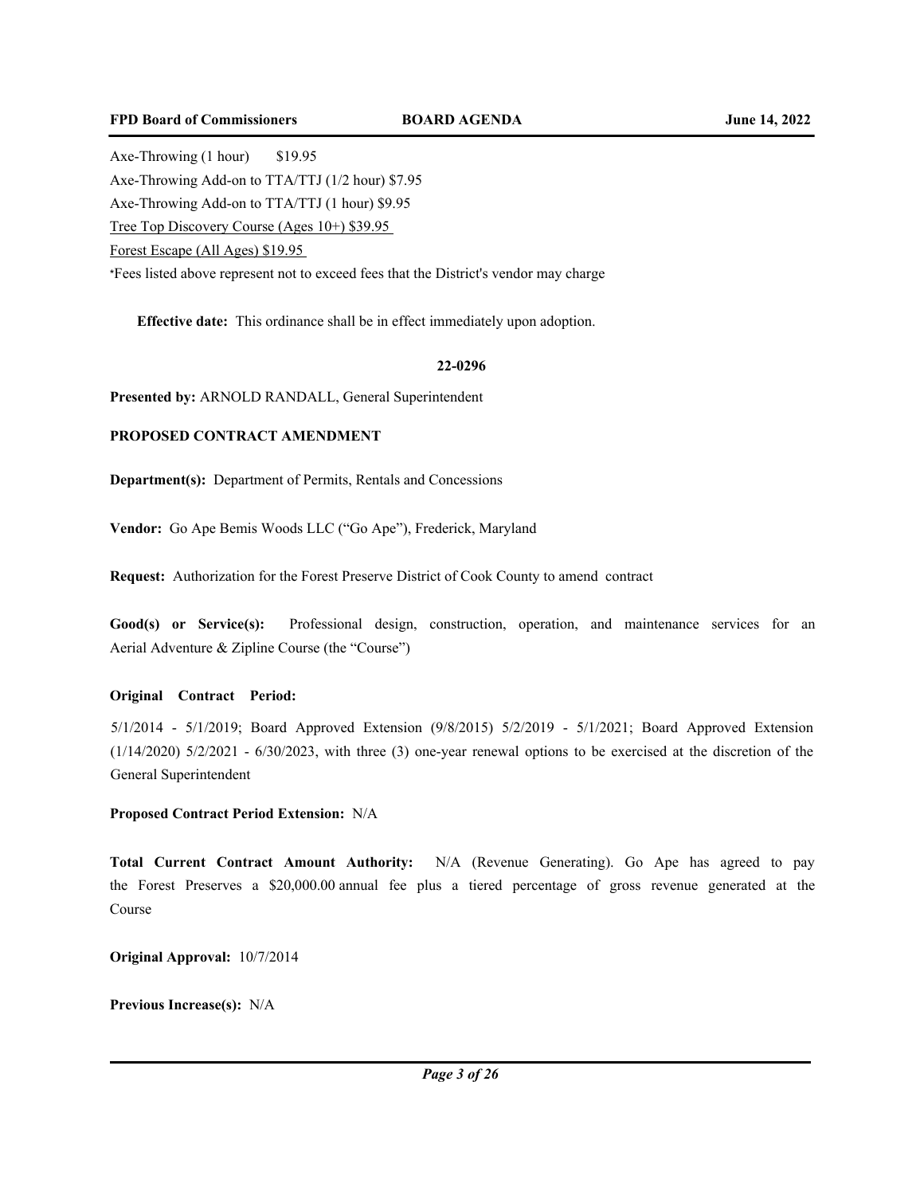Axe-Throwing (1 hour) $19.95

Axe-Throwing Add-on to TTA/TTJ (1/2 hour) $7.95

Axe-Throwing Add-on to TTA/TTJ (1 hour) $9.95

<u>Tree Top Discovery Course (Ages 10+) $39.95</u>

<u>Forest Escape (All Ages) $19.95</u>

*Fees listed above represent not to exceed fees that the District's vendor may charge

**Effective date:** This ordinance shall be in effect immediately upon adoption.

**22-0296**

**Presented by:** ARNOLD RANDALL, General Superintendent

**PROPOSED CONTRACT AMENDMENT**

**Department(s):** Department of Permits, Rentals and Concessions

**Vendor:** Go Ape Bemis Woods LLC ("Go Ape"), Frederick, Maryland

**Request:** Authorization for the Forest Preserve District of Cook County to amend contract

**Good(s) or Service(s):** Professional design, construction, operation, and maintenance services for an Aerial Adventure & Zipline Course (the "Course")

**Original Contract Period:**

5/1/2014 - 5/1/2019; Board Approved Extension (9/8/2015) 5/2/2019 - 5/1/2021; Board Approved Extension (1/14/2020) 5/2/2021 - 6/30/2023, with three (3) one-year renewal options to be exercised at the discretion of the General Superintendent

**Proposed Contract Period Extension:** N/A

**Total Current Contract Amount Authority:** N/A (Revenue Generating). Go Ape has agreed to pay the Forest Preserves a $20,000.00 annual fee plus a tiered percentage of gross revenue generated at the Course

**Original Approval:** 10/7/2014

**Previous Increase(s):** N/A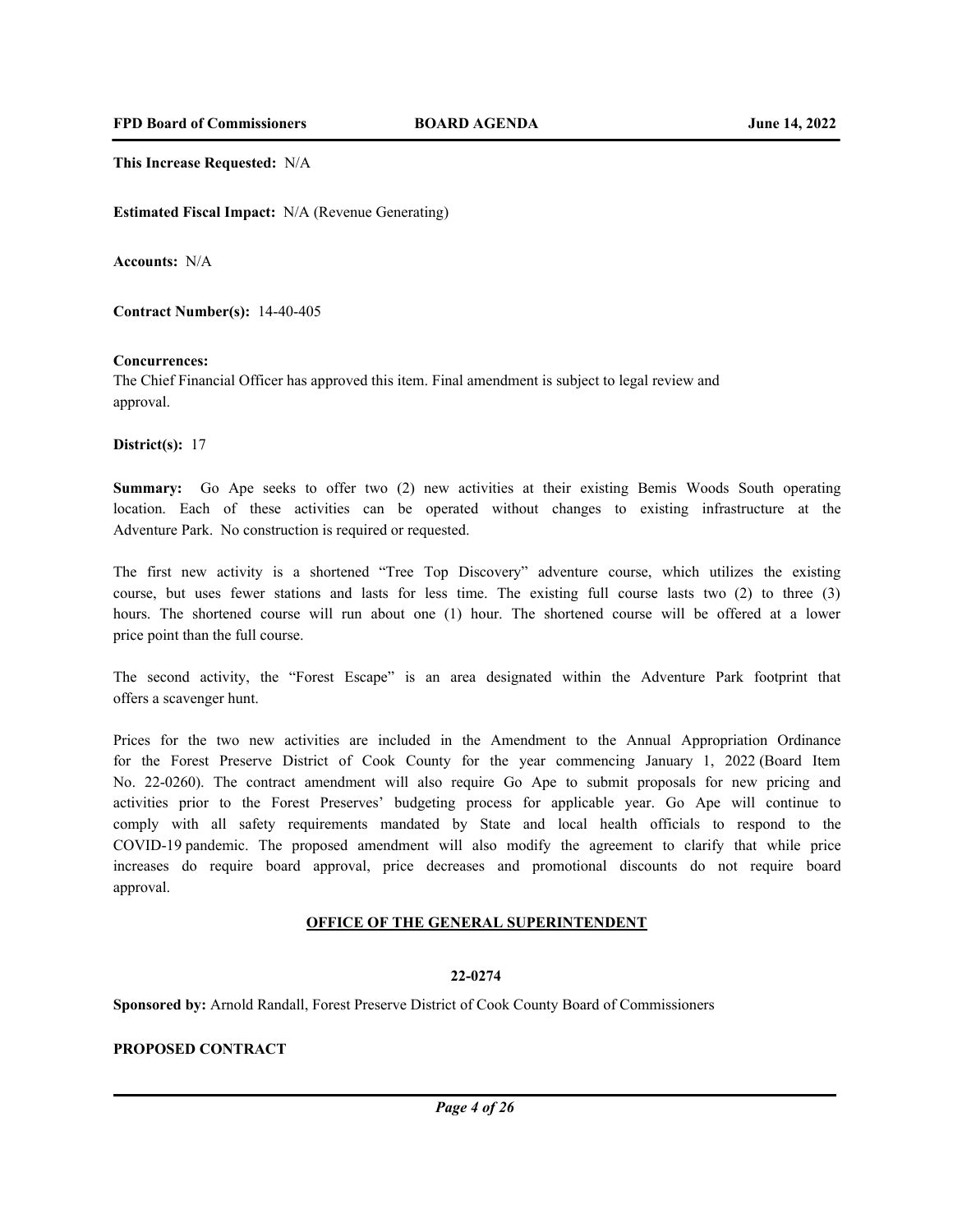**This Increase Requested:** N/A

**Estimated Fiscal Impact:** N/A (Revenue Generating)

**Accounts:** N/A

**Contract Number(s):** 14-40-405

**Concurrences:**
The Chief Financial Officer has approved this item. Final amendment is subject to legal review and approval.

**District(s):** 17

**Summary:** Go Ape seeks to offer two (2) new activities at their existing Bemis Woods South operating location. Each of these activities can be operated without changes to existing infrastructure at the Adventure Park. No construction is required or requested.

The first new activity is a shortened "Tree Top Discovery" adventure course, which utilizes the existing course, but uses fewer stations and lasts for less time. The existing full course lasts two (2) to three (3) hours. The shortened course will run about one (1) hour. The shortened course will be offered at a lower price point than the full course.

The second activity, the "Forest Escape" is an area designated within the Adventure Park footprint that offers a scavenger hunt.

Prices for the two new activities are included in the Amendment to the Annual Appropriation Ordinance for the Forest Preserve District of Cook County for the year commencing January 1, 2022 (Board Item No. 22-0260). The contract amendment will also require Go Ape to submit proposals for new pricing and activities prior to the Forest Preserves' budgeting process for applicable year. Go Ape will continue to comply with all safety requirements mandated by State and local health officials to respond to the COVID-19 pandemic. The proposed amendment will also modify the agreement to clarify that while price increases do require board approval, price decreases and promotional discounts do not require board approval.

## OFFICE OF THE GENERAL SUPERINTENDENT

### 22-0274

**Sponsored by:** Arnold Randall, Forest Preserve District of Cook County Board of Commissioners

**PROPOSED CONTRACT**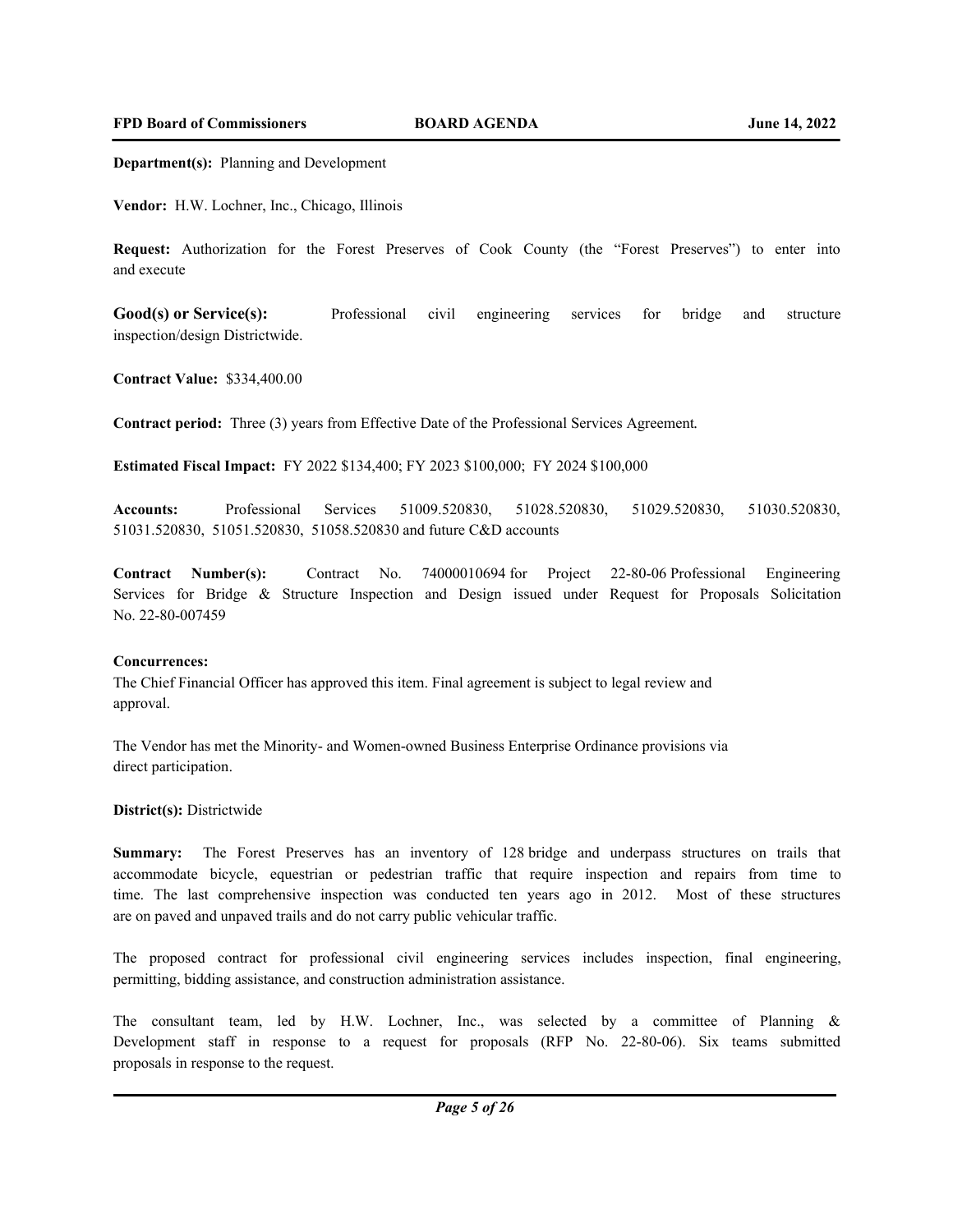**Department(s):** Planning and Development

**Vendor:** H.W. Lochner, Inc., Chicago, Illinois

**Request:** Authorization for the Forest Preserves of Cook County (the "Forest Preserves") to enter into and execute

**Good(s) or Service(s):** Professional civil engineering services for bridge and structure inspection/design Districtwide.

**Contract Value:** $334,400.00

**Contract period:** Three (3) years from Effective Date of the Professional Services Agreement.

**Estimated Fiscal Impact:** FY 2022 $134,400; FY 2023 $100,000; FY 2024 $100,000

**Accounts:** Professional Services 51009.520830, 51028.520830, 51029.520830, 51030.520830, 51031.520830, 51051.520830, 51058.520830 and future C&D accounts

**Contract Number(s):** Contract No. 74000010694 for Project 22-80-06 Professional Engineering Services for Bridge & Structure Inspection and Design issued under Request for Proposals Solicitation No. 22-80-007459

**Concurrences:**

The Chief Financial Officer has approved this item. Final agreement is subject to legal review and approval.

The Vendor has met the Minority- and Women-owned Business Enterprise Ordinance provisions via direct participation.

**District(s):** Districtwide

**Summary:** The Forest Preserves has an inventory of 128 bridge and underpass structures on trails that accommodate bicycle, equestrian or pedestrian traffic that require inspection and repairs from time to time. The last comprehensive inspection was conducted ten years ago in 2012. Most of these structures are on paved and unpaved trails and do not carry public vehicular traffic.

The proposed contract for professional civil engineering services includes inspection, final engineering, permitting, bidding assistance, and construction administration assistance.

The consultant team, led by H.W. Lochner, Inc., was selected by a committee of Planning & Development staff in response to a request for proposals (RFP No. 22-80-06). Six teams submitted proposals in response to the request.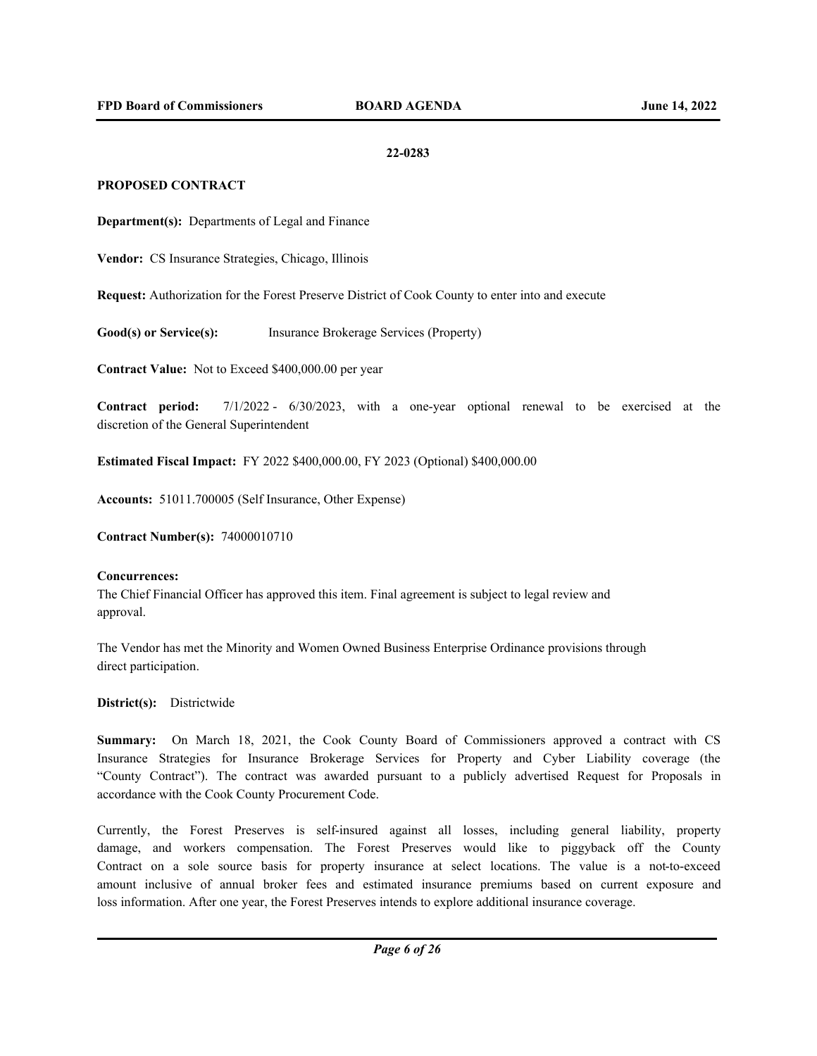**22-0283**

**PROPOSED CONTRACT**

**Department(s):** Departments of Legal and Finance

**Vendor:** CS Insurance Strategies, Chicago, Illinois

**Request:** Authorization for the Forest Preserve District of Cook County to enter into and execute

**Good(s) or Service(s):** Insurance Brokerage Services (Property)

**Contract Value:** Not to Exceed $400,000.00 per year

**Contract period:** 7/1/2022 - 6/30/2023, with a one-year optional renewal to be exercised at the discretion of the General Superintendent

**Estimated Fiscal Impact:** FY 2022 $400,000.00, FY 2023 (Optional) $400,000.00

**Accounts:** 51011.700005 (Self Insurance, Other Expense)

**Contract Number(s):** 74000010710

**Concurrences:**
The Chief Financial Officer has approved this item. Final agreement is subject to legal review and approval.

The Vendor has met the Minority and Women Owned Business Enterprise Ordinance provisions through direct participation.

**District(s):** Districtwide

**Summary:** On March 18, 2021, the Cook County Board of Commissioners approved a contract with CS Insurance Strategies for Insurance Brokerage Services for Property and Cyber Liability coverage (the "County Contract"). The contract was awarded pursuant to a publicly advertised Request for Proposals in accordance with the Cook County Procurement Code.

Currently, the Forest Preserves is self-insured against all losses, including general liability, property damage, and workers compensation. The Forest Preserves would like to piggyback off the County Contract on a sole source basis for property insurance at select locations. The value is a not-to-exceed amount inclusive of annual broker fees and estimated insurance premiums based on current exposure and loss information. After one year, the Forest Preserves intends to explore additional insurance coverage.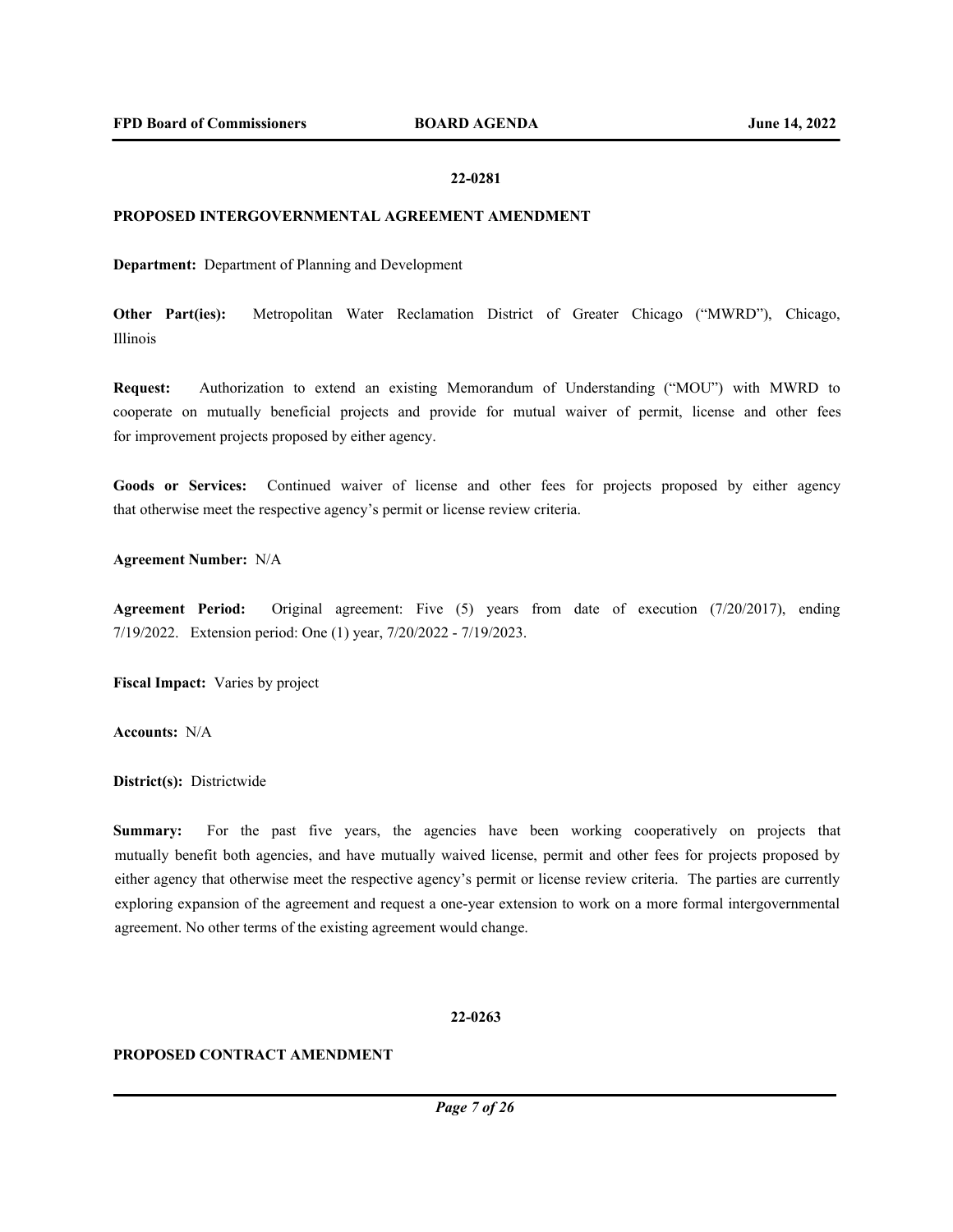**22-0281**

**PROPOSED INTERGOVERNMENTAL AGREEMENT AMENDMENT**

**Department:** Department of Planning and Development

**Other Part(ies):** Metropolitan Water Reclamation District of Greater Chicago ("MWRD"), Chicago, Illinois

**Request:** Authorization to extend an existing Memorandum of Understanding ("MOU") with MWRD to cooperate on mutually beneficial projects and provide for mutual waiver of permit, license and other fees for improvement projects proposed by either agency.

**Goods or Services:** Continued waiver of license and other fees for projects proposed by either agency that otherwise meet the respective agency's permit or license review criteria.

**Agreement Number:** N/A

**Agreement Period:** Original agreement: Five (5) years from date of execution (7/20/2017), ending 7/19/2022. Extension period: One (1) year, 7/20/2022 - 7/19/2023.

**Fiscal Impact:** Varies by project

**Accounts:** N/A

**District(s):** Districtwide

**Summary:** For the past five years, the agencies have been working cooperatively on projects that mutually benefit both agencies, and have mutually waived license, permit and other fees for projects proposed by either agency that otherwise meet the respective agency's permit or license review criteria. The parties are currently exploring expansion of the agreement and request a one-year extension to work on a more formal intergovernmental agreement. No other terms of the existing agreement would change.

**22-0263**

**PROPOSED CONTRACT AMENDMENT**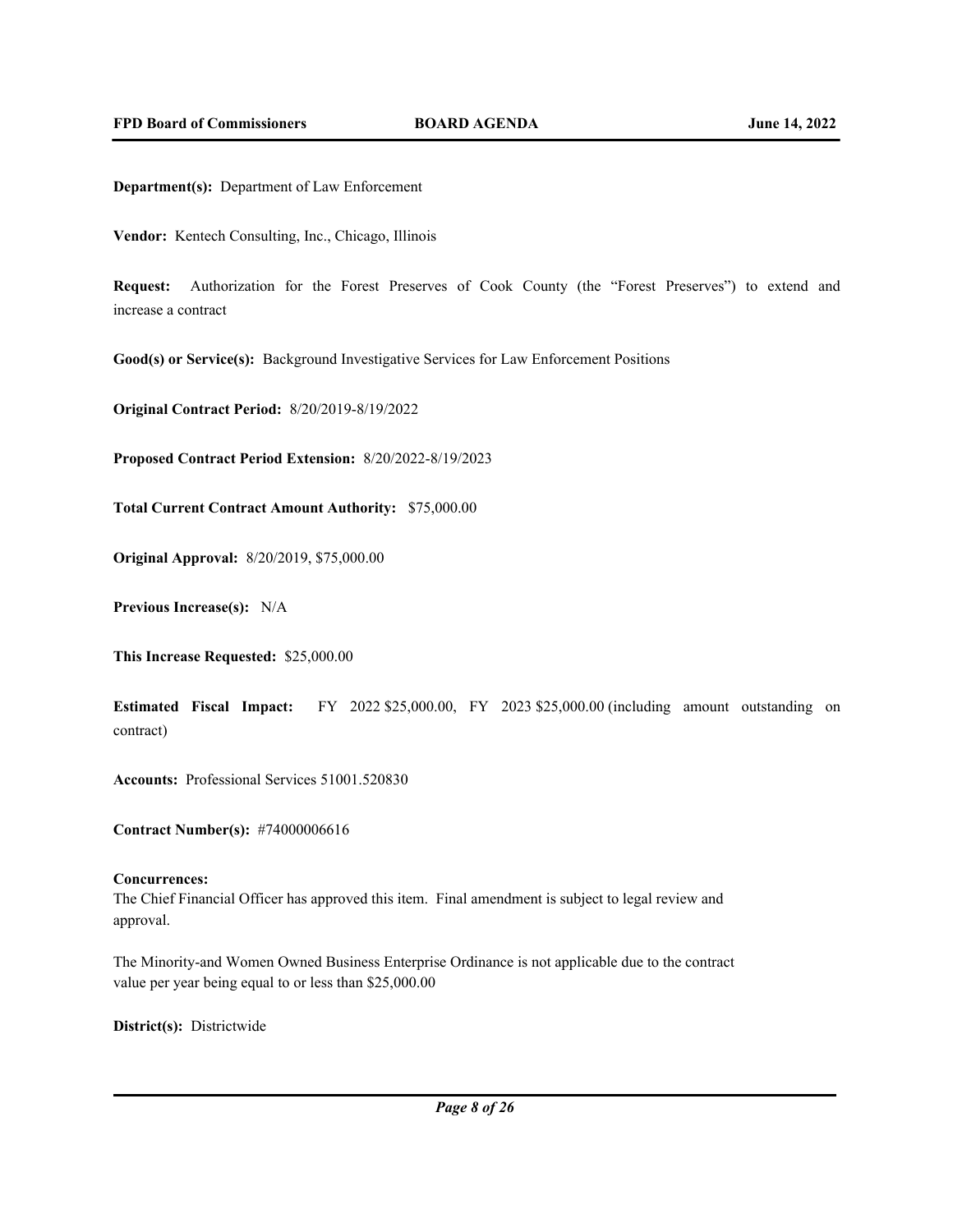**Department(s):** Department of Law Enforcement

**Vendor:** Kentech Consulting, Inc., Chicago, Illinois

**Request:** Authorization for the Forest Preserves of Cook County (the "Forest Preserves") to extend and increase a contract

**Good(s) or Service(s):** Background Investigative Services for Law Enforcement Positions

**Original Contract Period:** 8/20/2019-8/19/2022

**Proposed Contract Period Extension:** 8/20/2022-8/19/2023

**Total Current Contract Amount Authority:** $75,000.00

**Original Approval:** 8/20/2019, $75,000.00

**Previous Increase(s):** N/A

**This Increase Requested:** $25,000.00

**Estimated Fiscal Impact:** FY 2022 $25,000.00, FY 2023 $25,000.00 (including amount outstanding on contract)

**Accounts:** Professional Services 51001.520830

**Contract Number(s):** #74000006616

**Concurrences:**
The Chief Financial Officer has approved this item. Final amendment is subject to legal review and approval.

The Minority-and Women Owned Business Enterprise Ordinance is not applicable due to the contract value per year being equal to or less than $25,000.00

**District(s):** Districtwide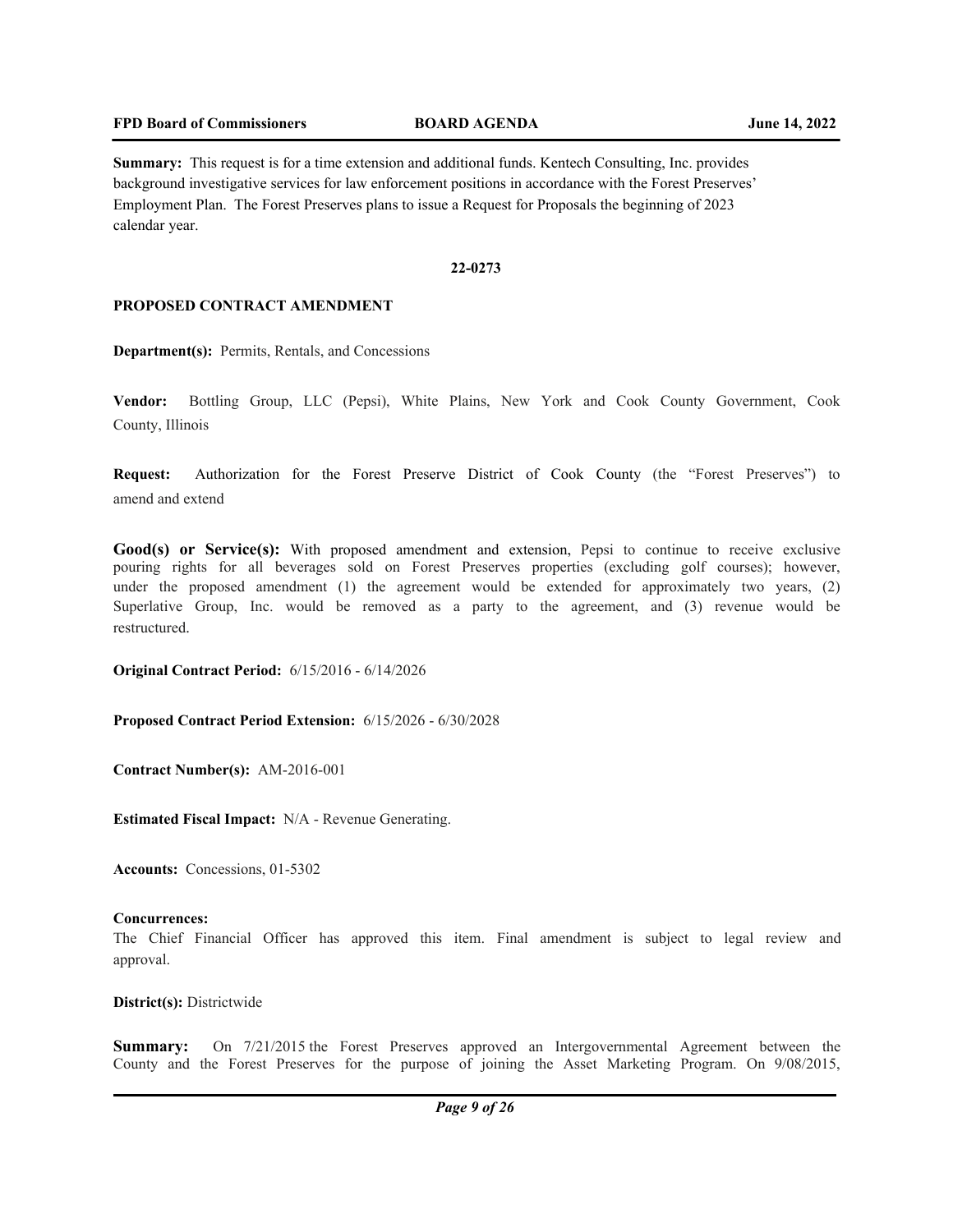**Summary:** This request is for a time extension and additional funds. Kentech Consulting, Inc. provides background investigative services for law enforcement positions in accordance with the Forest Preserves' Employment Plan. The Forest Preserves plans to issue a Request for Proposals the beginning of 2023 calendar year.

**22-0273**

**PROPOSED CONTRACT AMENDMENT**

**Department(s):** Permits, Rentals, and Concessions

**Vendor:** Bottling Group, LLC (Pepsi), White Plains, New York and Cook County Government, Cook County, Illinois

**Request:** Authorization for the Forest Preserve District of Cook County (the "Forest Preserves") to amend and extend

**Good(s) or Service(s):** With proposed amendment and extension, Pepsi to continue to receive exclusive pouring rights for all beverages sold on Forest Preserves properties (excluding golf courses); however, under the proposed amendment (1) the agreement would be extended for approximately two years, (2) Superlative Group, Inc. would be removed as a party to the agreement, and (3) revenue would be restructured.

**Original Contract Period:** 6/15/2016 - 6/14/2026

**Proposed Contract Period Extension:** 6/15/2026 - 6/30/2028

**Contract Number(s):** AM-2016-001

**Estimated Fiscal Impact:** N/A - Revenue Generating.

**Accounts:** Concessions, 01-5302

**Concurrences:**
The Chief Financial Officer has approved this item. Final amendment is subject to legal review and approval.

**District(s):** Districtwide

**Summary:** On 7/21/2015 the Forest Preserves approved an Intergovernmental Agreement between the County and the Forest Preserves for the purpose of joining the Asset Marketing Program. On 9/08/2015,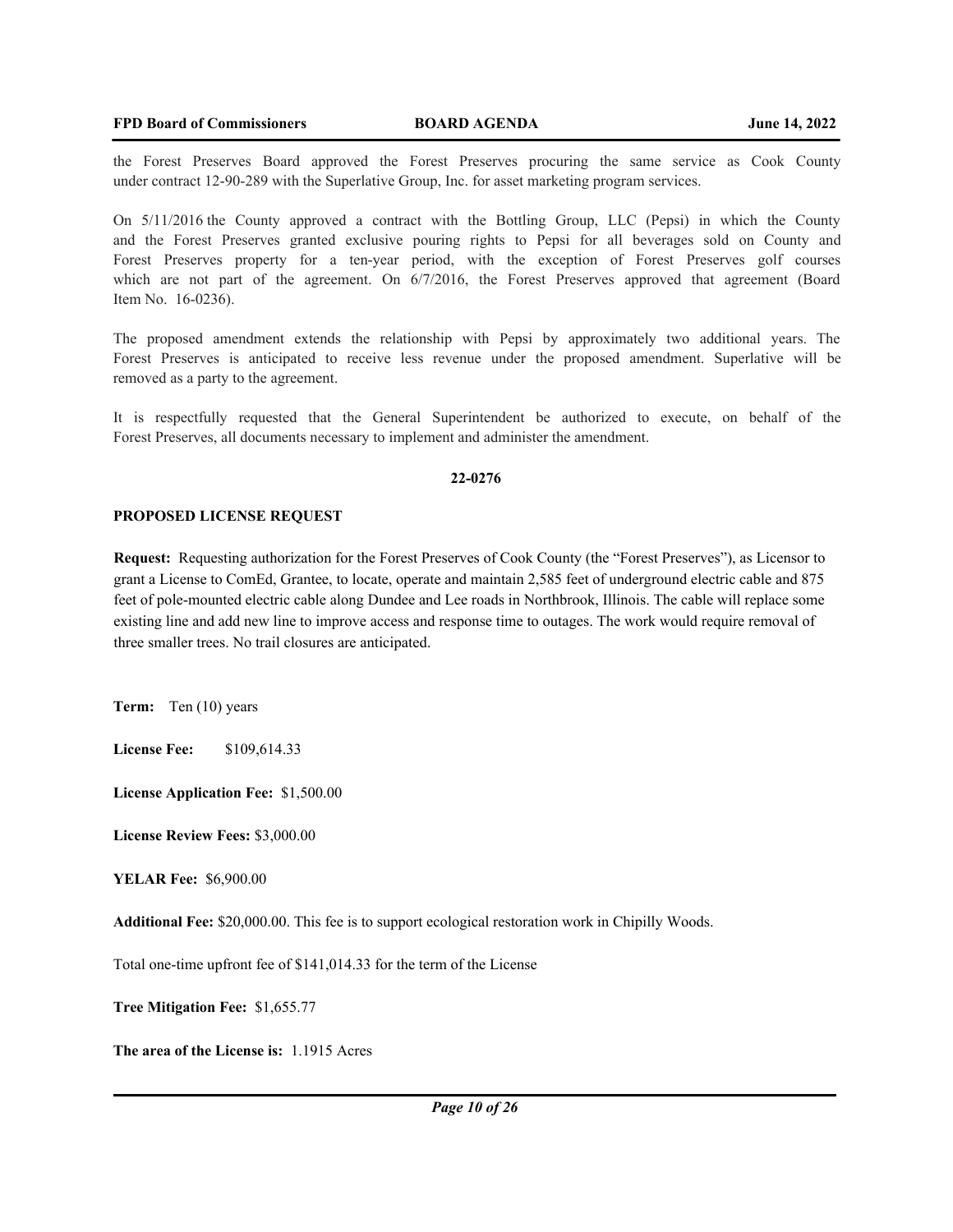the Forest Preserves Board approved the Forest Preserves procuring the same service as Cook County under contract 12-90-289 with the Superlative Group, Inc. for asset marketing program services.

On 5/11/2016 the County approved a contract with the Bottling Group, LLC (Pepsi) in which the County and the Forest Preserves granted exclusive pouring rights to Pepsi for all beverages sold on County and Forest Preserves property for a ten-year period, with the exception of Forest Preserves golf courses which are not part of the agreement. On 6/7/2016, the Forest Preserves approved that agreement (Board Item No. 16-0236).

The proposed amendment extends the relationship with Pepsi by approximately two additional years. The Forest Preserves is anticipated to receive less revenue under the proposed amendment. Superlative will be removed as a party to the agreement.

It is respectfully requested that the General Superintendent be authorized to execute, on behalf of the Forest Preserves, all documents necessary to implement and administer the amendment.

**22-0276**

**PROPOSED LICENSE REQUEST**

**Request:** Requesting authorization for the Forest Preserves of Cook County (the "Forest Preserves"), as Licensor to grant a License to ComEd, Grantee, to locate, operate and maintain 2,585 feet of underground electric cable and 875 feet of pole-mounted electric cable along Dundee and Lee roads in Northbrook, Illinois. The cable will replace some existing line and add new line to improve access and response time to outages. The work would require removal of three smaller trees. No trail closures are anticipated.

**Term:** Ten (10) years

**License Fee:** $109,614.33

**License Application Fee:** $1,500.00

**License Review Fees:** $3,000.00

**YELAR Fee:** $6,900.00

**Additional Fee:** $20,000.00. This fee is to support ecological restoration work in Chipilly Woods.

Total one-time upfront fee of $141,014.33 for the term of the License

**Tree Mitigation Fee:** $1,655.77

**The area of the License is:** 1.1915 Acres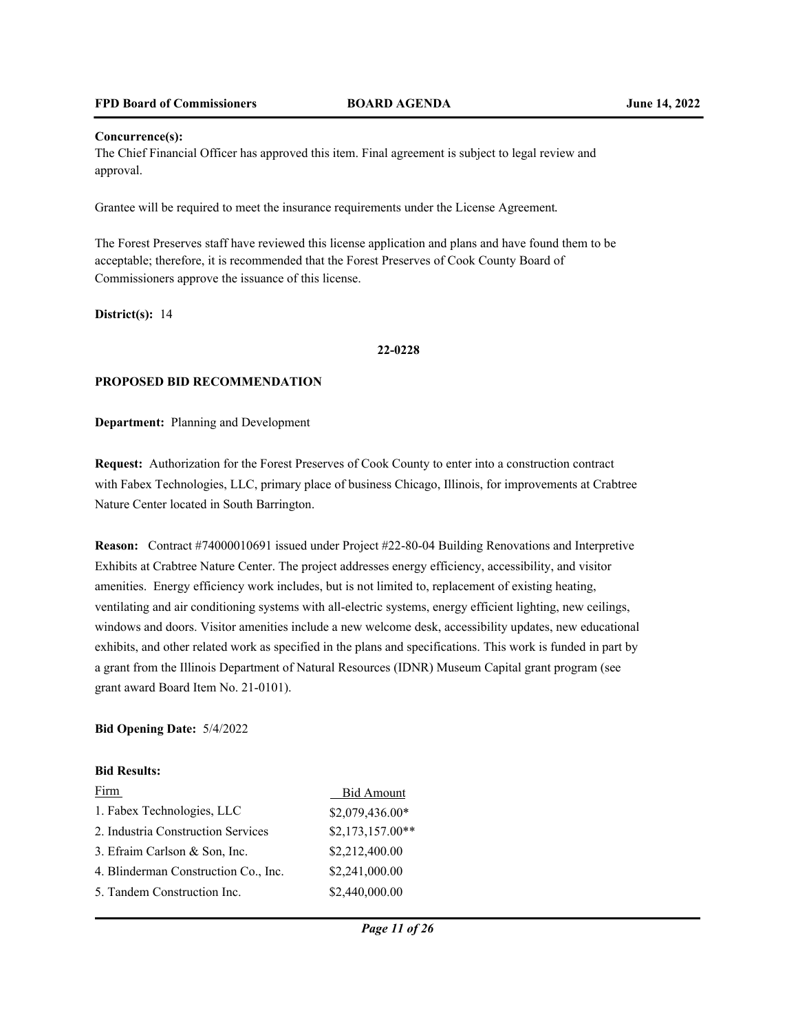**Concurrence(s):**

The Chief Financial Officer has approved this item. Final agreement is subject to legal review and approval.

Grantee will be required to meet the insurance requirements under the License Agreement.

The Forest Preserves staff have reviewed this license application and plans and have found them to be acceptable; therefore, it is recommended that the Forest Preserves of Cook County Board of Commissioners approve the issuance of this license.

**District(s):** 14

**22-0228**

**PROPOSED BID RECOMMENDATION**

**Department:** Planning and Development

**Request:** Authorization for the Forest Preserves of Cook County to enter into a construction contract with Fabex Technologies, LLC, primary place of business Chicago, Illinois, for improvements at Crabtree Nature Center located in South Barrington.

**Reason:** Contract #74000010691 issued under Project #22-80-04 Building Renovations and Interpretive Exhibits at Crabtree Nature Center. The project addresses energy efficiency, accessibility, and visitor amenities. Energy efficiency work includes, but is not limited to, replacement of existing heating, ventilating and air conditioning systems with all-electric systems, energy efficient lighting, new ceilings, windows and doors. Visitor amenities include a new welcome desk, accessibility updates, new educational exhibits, and other related work as specified in the plans and specifications. This work is funded in part by a grant from the Illinois Department of Natural Resources (IDNR) Museum Capital grant program (see grant award Board Item No. 21-0101).

**Bid Opening Date:** 5/4/2022

**Bid Results:**

| Firm | Bid Amount |
|---|---|
| 1. Fabex Technologies, LLC | $2,079,436.00* |
| 2. Industria Construction Services | $2,173,157.00** |
| 3. Efraim Carlson & Son, Inc. | $2,212,400.00 |
| 4. Blinderman Construction Co., Inc. | $2,241,000.00 |
| 5. Tandem Construction Inc. | $2,440,000.00 |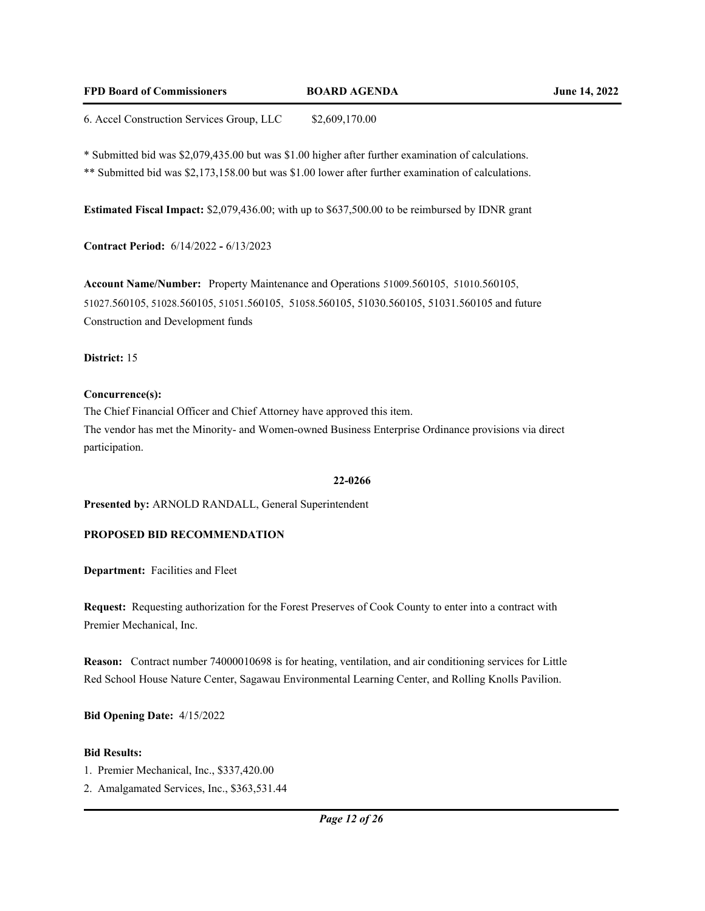6. Accel Construction Services Group, LLC $2,609,170.00

* Submitted bid was $2,079,435.00 but was $1.00 higher after further examination of calculations.
** Submitted bid was $2,173,158.00 but was $1.00 lower after further examination of calculations.

**Estimated Fiscal Impact:** $2,079,436.00; with up to $637,500.00 to be reimbursed by IDNR grant

**Contract Period:** 6/14/2022 - 6/13/2023

**Account Name/Number:** Property Maintenance and Operations 51009.560105, 51010.560105, 51027.560105, 51028.560105, 51051.560105, 51058.560105, 51030.560105, 51031.560105 and future Construction and Development funds

**District:** 15

**Concurrence(s):**
The Chief Financial Officer and Chief Attorney have approved this item.
The vendor has met the Minority- and Women-owned Business Enterprise Ordinance provisions via direct participation.

**22-0266**

**Presented by:** ARNOLD RANDALL, General Superintendent

**PROPOSED BID RECOMMENDATION**

**Department:** Facilities and Fleet

**Request:** Requesting authorization for the Forest Preserves of Cook County to enter into a contract with Premier Mechanical, Inc.

**Reason:** Contract number 74000010698 is for heating, ventilation, and air conditioning services for Little Red School House Nature Center, Sagawau Environmental Learning Center, and Rolling Knolls Pavilion.

**Bid Opening Date:** 4/15/2022

**Bid Results:**
1. Premier Mechanical, Inc., $337,420.00
2. Amalgamated Services, Inc., $363,531.44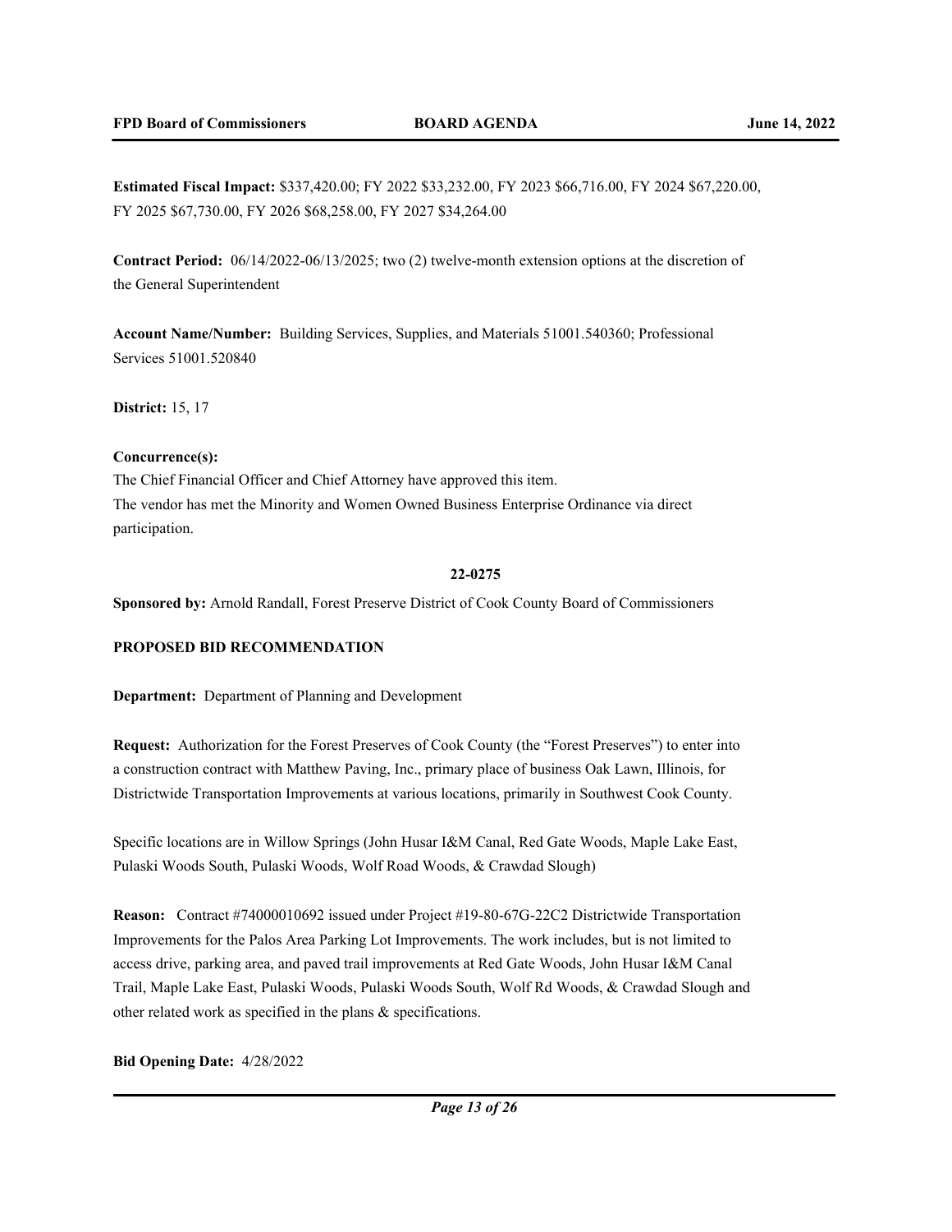**Estimated Fiscal Impact:** $337,420.00; FY 2022 $33,232.00, FY 2023 $66,716.00, FY 2024 $67,220.00, FY 2025 $67,730.00, FY 2026 $68,258.00, FY 2027 $34,264.00

**Contract Period:** 06/14/2022-06/13/2025; two (2) twelve-month extension options at the discretion of the General Superintendent

**Account Name/Number:** Building Services, Supplies, and Materials 51001.540360; Professional Services 51001.520840

**District:** 15, 17

**Concurrence(s):**
The Chief Financial Officer and Chief Attorney have approved this item.
The vendor has met the Minority and Women Owned Business Enterprise Ordinance via direct participation.

**22-0275**

**Sponsored by:** Arnold Randall, Forest Preserve District of Cook County Board of Commissioners

**PROPOSED BID RECOMMENDATION**

**Department:** Department of Planning and Development

**Request:** Authorization for the Forest Preserves of Cook County (the "Forest Preserves") to enter into a construction contract with Matthew Paving, Inc., primary place of business Oak Lawn, Illinois, for Districtwide Transportation Improvements at various locations, primarily in Southwest Cook County.

Specific locations are in Willow Springs (John Husar I&M Canal, Red Gate Woods, Maple Lake East, Pulaski Woods South, Pulaski Woods, Wolf Road Woods, & Crawdad Slough)

**Reason:** Contract #74000010692 issued under Project #19-80-67G-22C2 Districtwide Transportation Improvements for the Palos Area Parking Lot Improvements. The work includes, but is not limited to access drive, parking area, and paved trail improvements at Red Gate Woods, John Husar I&M Canal Trail, Maple Lake East, Pulaski Woods, Pulaski Woods South, Wolf Rd Woods, & Crawdad Slough and other related work as specified in the plans & specifications.

**Bid Opening Date:** 4/28/2022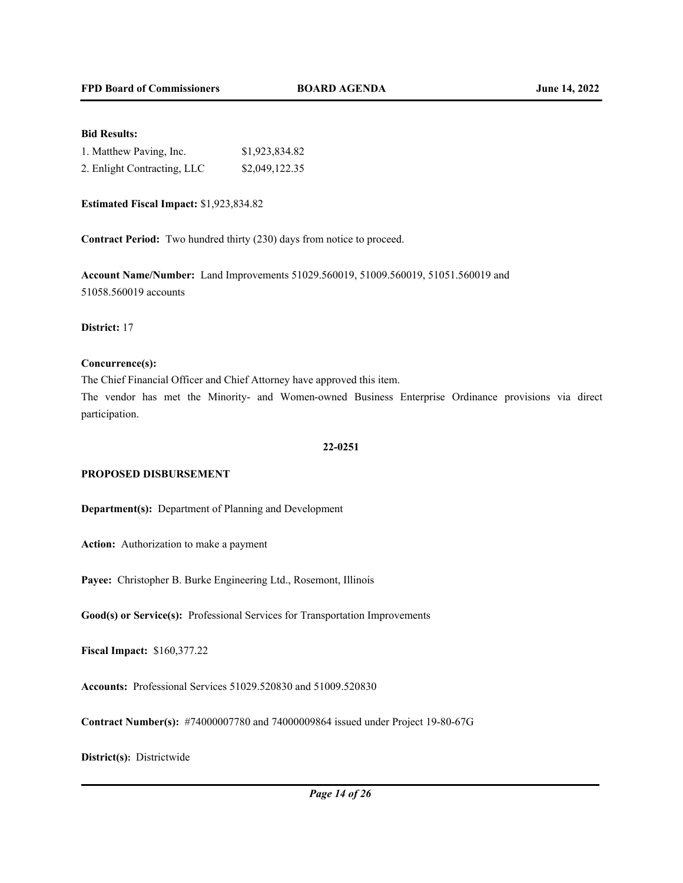**Bid Results:**

| | |
|---|---|
| 1. Matthew Paving, Inc. | $1,923,834.82 |
| 2. Enlight Contracting, LLC | $2,049,122.35 |

**Estimated Fiscal Impact:** $1,923,834.82

**Contract Period:** Two hundred thirty (230) days from notice to proceed.

**Account Name/Number:** Land Improvements 51029.560019, 51009.560019, 51051.560019 and 51058.560019 accounts

**District:** 17

**Concurrence(s):**

The Chief Financial Officer and Chief Attorney have approved this item.

The vendor has met the Minority- and Women-owned Business Enterprise Ordinance provisions via direct participation.

**22-0251**

**PROPOSED DISBURSEMENT**

**Department(s):** Department of Planning and Development

**Action:** Authorization to make a payment

**Payee:** Christopher B. Burke Engineering Ltd., Rosemont, Illinois

**Good(s) or Service(s):** Professional Services for Transportation Improvements

**Fiscal Impact:** $160,377.22

**Accounts:** Professional Services 51029.520830 and 51009.520830

**Contract Number(s):** #74000007780 and 74000009864 issued under Project 19-80-67G

**District(s):** Districtwide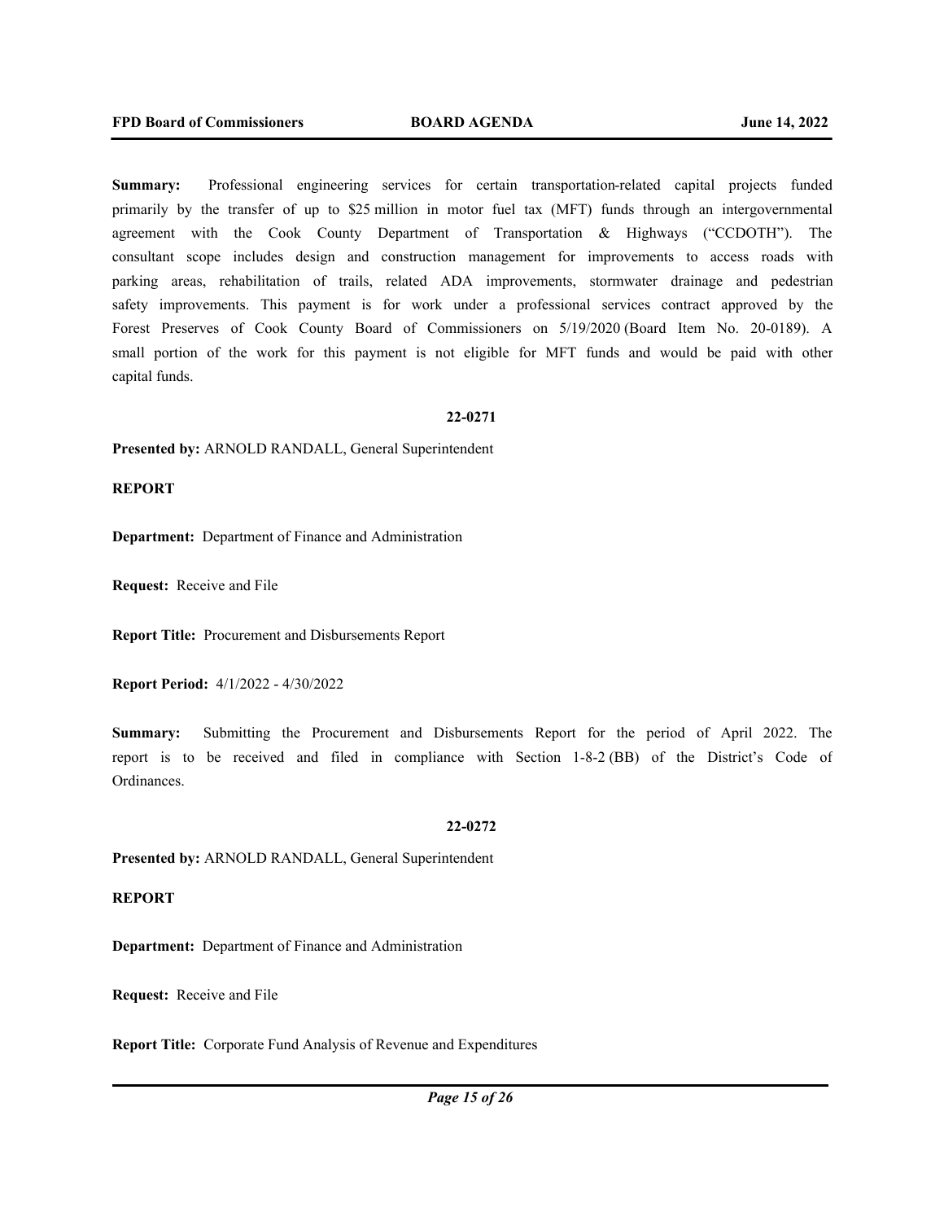**Summary:** Professional engineering services for certain transportation-related capital projects funded primarily by the transfer of up to $25 million in motor fuel tax (MFT) funds through an intergovernmental agreement with the Cook County Department of Transportation & Highways ("CCDOTH"). The consultant scope includes design and construction management for improvements to access roads with parking areas, rehabilitation of trails, related ADA improvements, stormwater drainage and pedestrian safety improvements. This payment is for work under a professional services contract approved by the Forest Preserves of Cook County Board of Commissioners on 5/19/2020 (Board Item No. 20-0189). A small portion of the work for this payment is not eligible for MFT funds and would be paid with other capital funds.

**22-0271**

**Presented by:** ARNOLD RANDALL, General Superintendent

**REPORT**

**Department:** Department of Finance and Administration

**Request:** Receive and File

**Report Title:** Procurement and Disbursements Report

**Report Period:** 4/1/2022 - 4/30/2022

**Summary:** Submitting the Procurement and Disbursements Report for the period of April 2022. The report is to be received and filed in compliance with Section 1-8-2 (BB) of the District's Code of Ordinances.

**22-0272**

**Presented by:** ARNOLD RANDALL, General Superintendent

**REPORT**

**Department:** Department of Finance and Administration

**Request:** Receive and File

**Report Title:** Corporate Fund Analysis of Revenue and Expenditures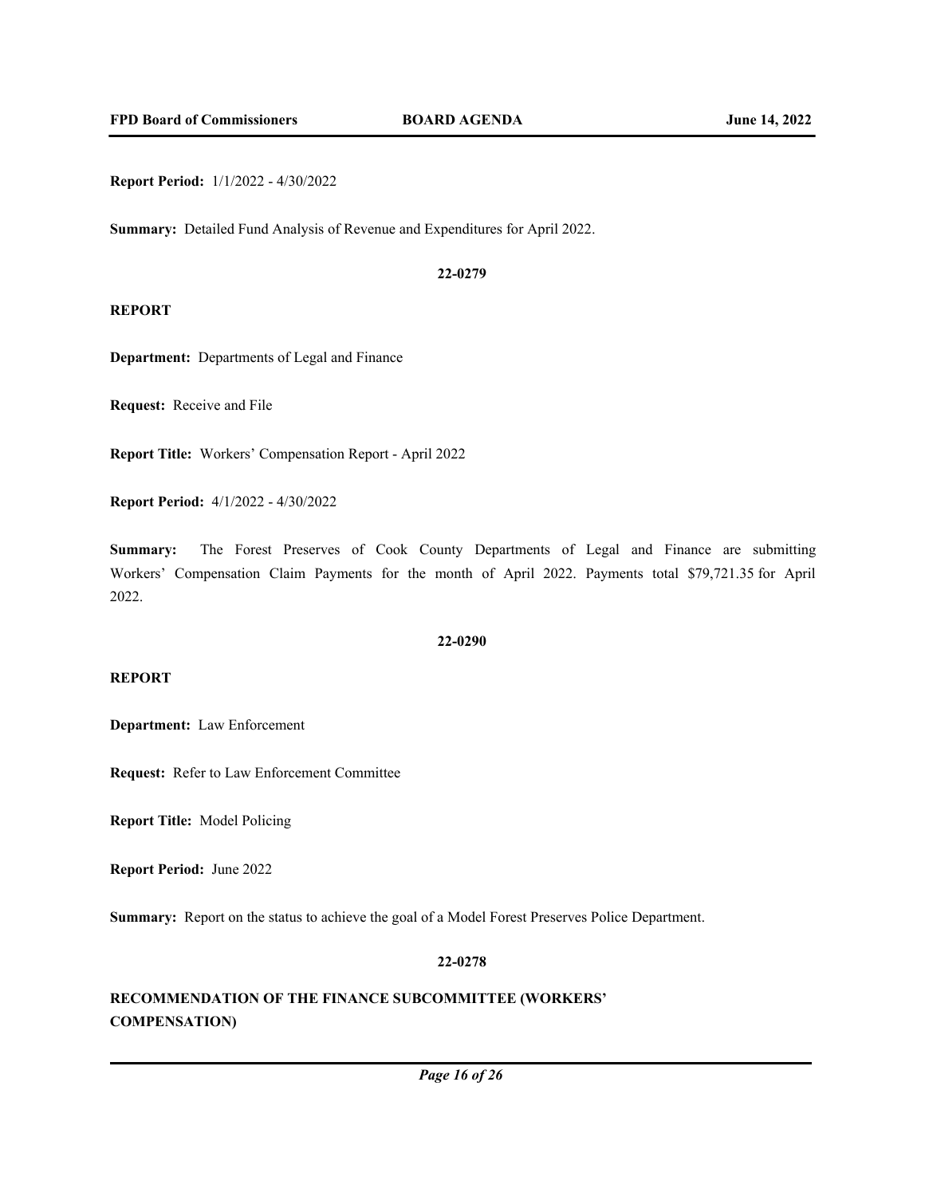**Report Period:** 1/1/2022 - 4/30/2022

**Summary:** Detailed Fund Analysis of Revenue and Expenditures for April 2022.

**22-0279**

**REPORT**

**Department:** Departments of Legal and Finance

**Request:** Receive and File

**Report Title:** Workers' Compensation Report - April 2022

**Report Period:** 4/1/2022 - 4/30/2022

**Summary:** The Forest Preserves of Cook County Departments of Legal and Finance are submitting Workers' Compensation Claim Payments for the month of April 2022. Payments total $79,721.35 for April 2022.

**22-0290**

**REPORT**

**Department:** Law Enforcement

**Request:** Refer to Law Enforcement Committee

**Report Title:** Model Policing

**Report Period:** June 2022

**Summary:** Report on the status to achieve the goal of a Model Forest Preserves Police Department.

**22-0278**

**RECOMMENDATION OF THE FINANCE SUBCOMMITTEE (WORKERS' COMPENSATION)**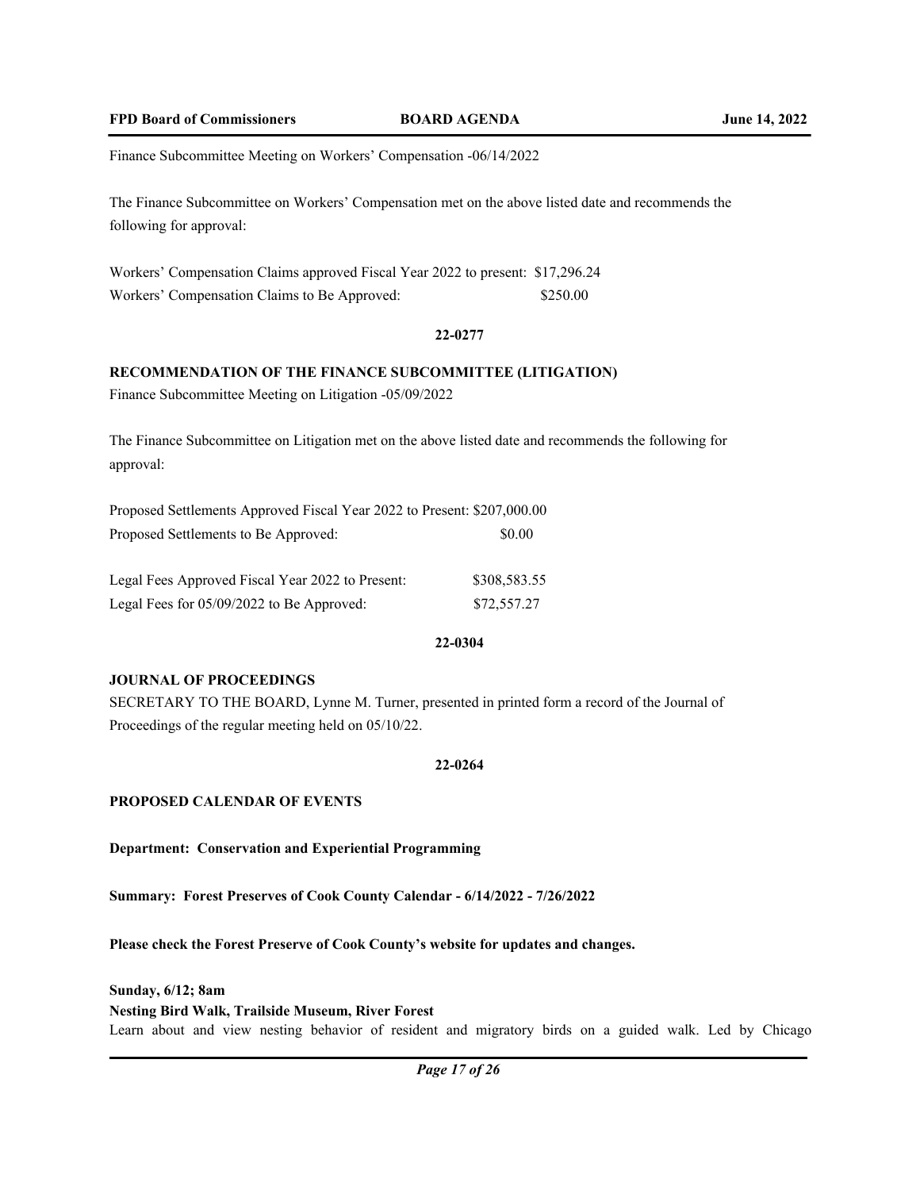Finance Subcommittee Meeting on Workers' Compensation -06/14/2022

The Finance Subcommittee on Workers' Compensation met on the above listed date and recommends the following for approval:

Workers' Compensation Claims approved Fiscal Year 2022 to present: $17,296.24
Workers' Compensation Claims to Be Approved: $250.00

**22-0277**

**RECOMMENDATION OF THE FINANCE SUBCOMMITTEE (LITIGATION)**

Finance Subcommittee Meeting on Litigation -05/09/2022

The Finance Subcommittee on Litigation met on the above listed date and recommends the following for approval:

Proposed Settlements Approved Fiscal Year 2022 to Present: $207,000.00
Proposed Settlements to Be Approved: $0.00

Legal Fees Approved Fiscal Year 2022 to Present: $308,583.55
Legal Fees for 05/09/2022 to Be Approved: $72,557.27

**22-0304**

**JOURNAL OF PROCEEDINGS**

SECRETARY TO THE BOARD, Lynne M. Turner, presented in printed form a record of the Journal of Proceedings of the regular meeting held on 05/10/22.

**22-0264**

**PROPOSED CALENDAR OF EVENTS**

**Department: Conservation and Experiential Programming**

**Summary: Forest Preserves of Cook County Calendar - 6/14/2022 - 7/26/2022**

**Please check the Forest Preserve of Cook County's website for updates and changes.**

**Sunday, 6/12; 8am**
**Nesting Bird Walk, Trailside Museum, River Forest**
Learn about and view nesting behavior of resident and migratory birds on a guided walk. Led by Chicago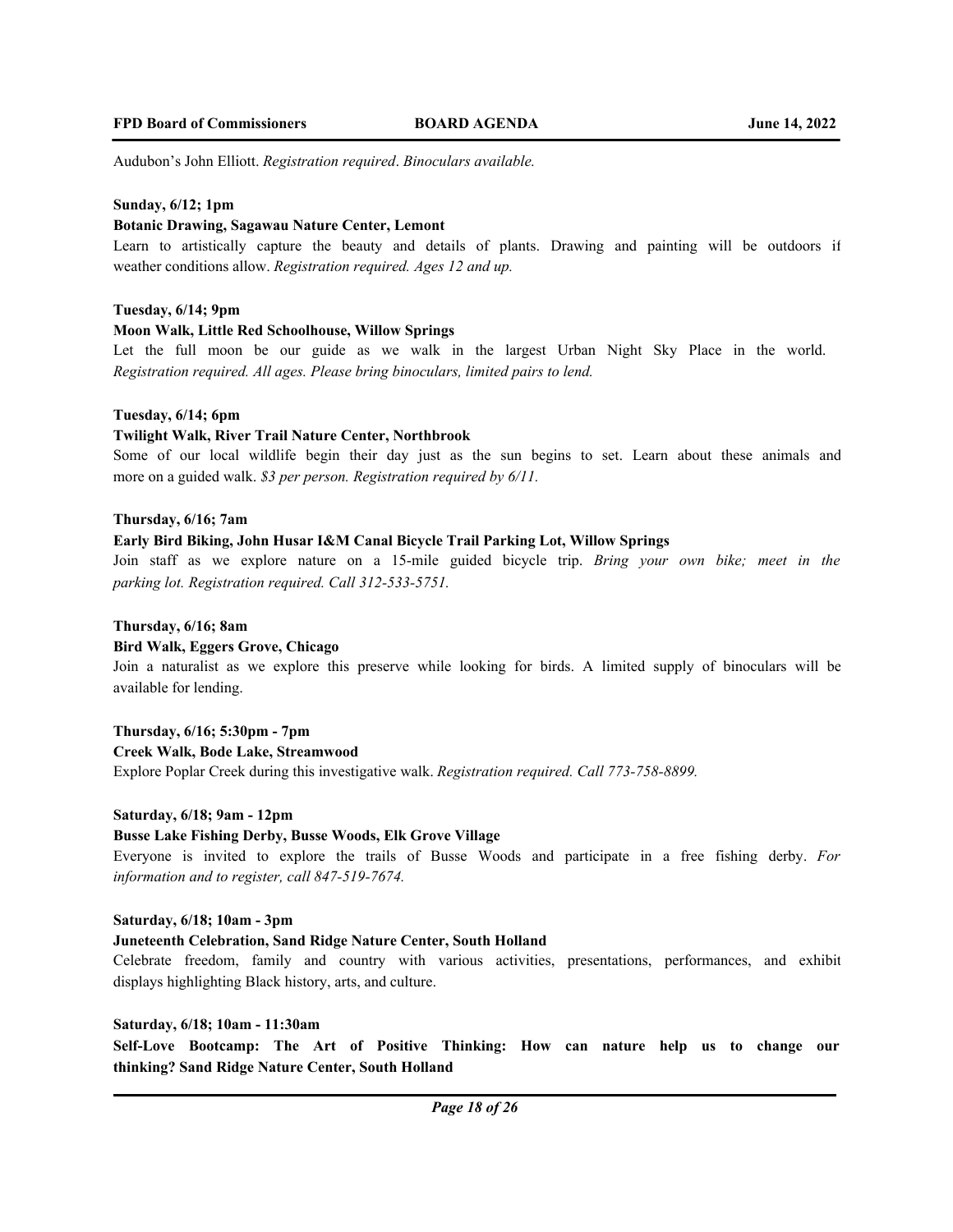Audubon's John Elliott. *Registration required*. *Binoculars available.*

**Sunday, 6/12; 1pm**

**Botanic Drawing, Sagawau Nature Center, Lemont**

Learn to artistically capture the beauty and details of plants. Drawing and painting will be outdoors if weather conditions allow. *Registration required. Ages 12 and up.*

**Tuesday, 6/14; 9pm**

**Moon Walk, Little Red Schoolhouse, Willow Springs**

Let the full moon be our guide as we walk in the largest Urban Night Sky Place in the world. *Registration required. All ages. Please bring binoculars, limited pairs to lend.*

**Tuesday, 6/14; 6pm**

**Twilight Walk, River Trail Nature Center, Northbrook**

Some of our local wildlife begin their day just as the sun begins to set. Learn about these animals and more on a guided walk. *$3 per person. Registration required by 6/11.*

**Thursday, 6/16; 7am**

**Early Bird Biking, John Husar I&M Canal Bicycle Trail Parking Lot, Willow Springs**

Join staff as we explore nature on a 15-mile guided bicycle trip. *Bring your own bike; meet in the parking lot. Registration required. Call 312-533-5751.*

**Thursday, 6/16; 8am**

**Bird Walk, Eggers Grove, Chicago**

Join a naturalist as we explore this preserve while looking for birds. A limited supply of binoculars will be available for lending.

**Thursday, 6/16; 5:30pm - 7pm**

**Creek Walk, Bode Lake, Streamwood**

Explore Poplar Creek during this investigative walk. *Registration required. Call 773-758-8899.*

**Saturday, 6/18; 9am - 12pm**

**Busse Lake Fishing Derby, Busse Woods, Elk Grove Village**

Everyone is invited to explore the trails of Busse Woods and participate in a free fishing derby. *For information and to register, call 847-519-7674.*

**Saturday, 6/18; 10am - 3pm**

**Juneteenth Celebration, Sand Ridge Nature Center, South Holland**

Celebrate freedom, family and country with various activities, presentations, performances, and exhibit displays highlighting Black history, arts, and culture.

**Saturday, 6/18; 10am - 11:30am**

**Self-Love Bootcamp: The Art of Positive Thinking: How can nature help us to change our thinking? Sand Ridge Nature Center, South Holland**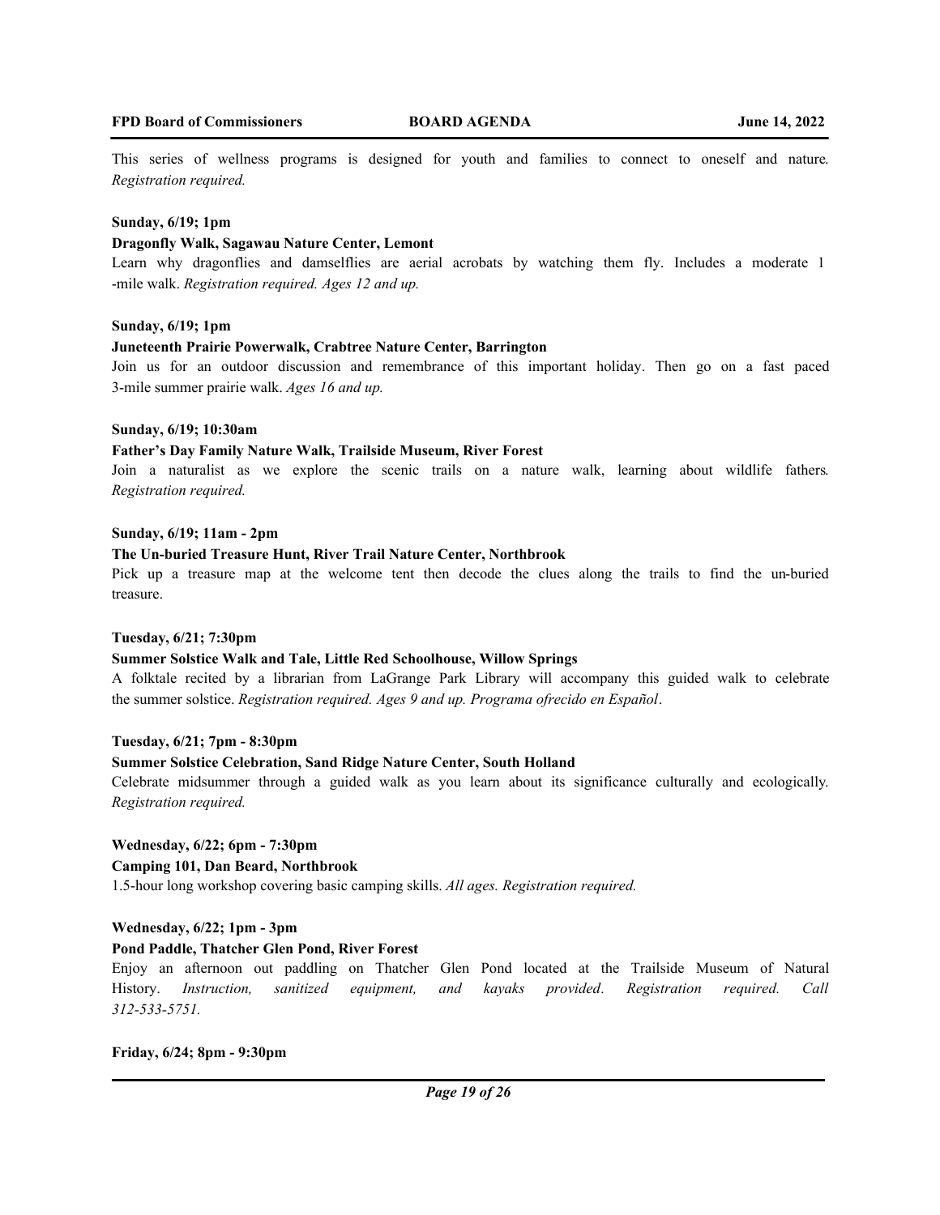This series of wellness programs is designed for youth and families to connect to oneself and nature. *Registration required.*

**Sunday, 6/19; 1pm**

**Dragonfly Walk, Sagawau Nature Center, Lemont**

Learn why dragonflies and damselflies are aerial acrobats by watching them fly. Includes a moderate 1 -mile walk. *Registration required. Ages 12 and up.*

**Sunday, 6/19; 1pm**

**Juneteenth Prairie Powerwalk, Crabtree Nature Center, Barrington**

Join us for an outdoor discussion and remembrance of this important holiday. Then go on a fast paced 3-mile summer prairie walk. *Ages 16 and up.*

**Sunday, 6/19; 10:30am**

**Father's Day Family Nature Walk, Trailside Museum, River Forest**

Join a naturalist as we explore the scenic trails on a nature walk, learning about wildlife fathers. *Registration required.*

**Sunday, 6/19; 11am - 2pm**

**The Un-buried Treasure Hunt, River Trail Nature Center, Northbrook**

Pick up a treasure map at the welcome tent then decode the clues along the trails to find the un-buried treasure.

**Tuesday, 6/21; 7:30pm**

**Summer Solstice Walk and Tale, Little Red Schoolhouse, Willow Springs**

A folktale recited by a librarian from LaGrange Park Library will accompany this guided walk to celebrate the summer solstice. *Registration required. Ages 9 and up. Programa ofrecido en Español*.

**Tuesday, 6/21; 7pm - 8:30pm**

**Summer Solstice Celebration, Sand Ridge Nature Center, South Holland**

Celebrate midsummer through a guided walk as you learn about its significance culturally and ecologically. *Registration required.*

**Wednesday, 6/22; 6pm - 7:30pm**

**Camping 101, Dan Beard, Northbrook**

1.5-hour long workshop covering basic camping skills. *All ages. Registration required.*

**Wednesday, 6/22; 1pm - 3pm**

**Pond Paddle, Thatcher Glen Pond, River Forest**

Enjoy an afternoon out paddling on Thatcher Glen Pond located at the Trailside Museum of Natural History. *Instruction, sanitized equipment, and kayaks provided. Registration required. Call 312-533-5751.*

**Friday, 6/24; 8pm - 9:30pm**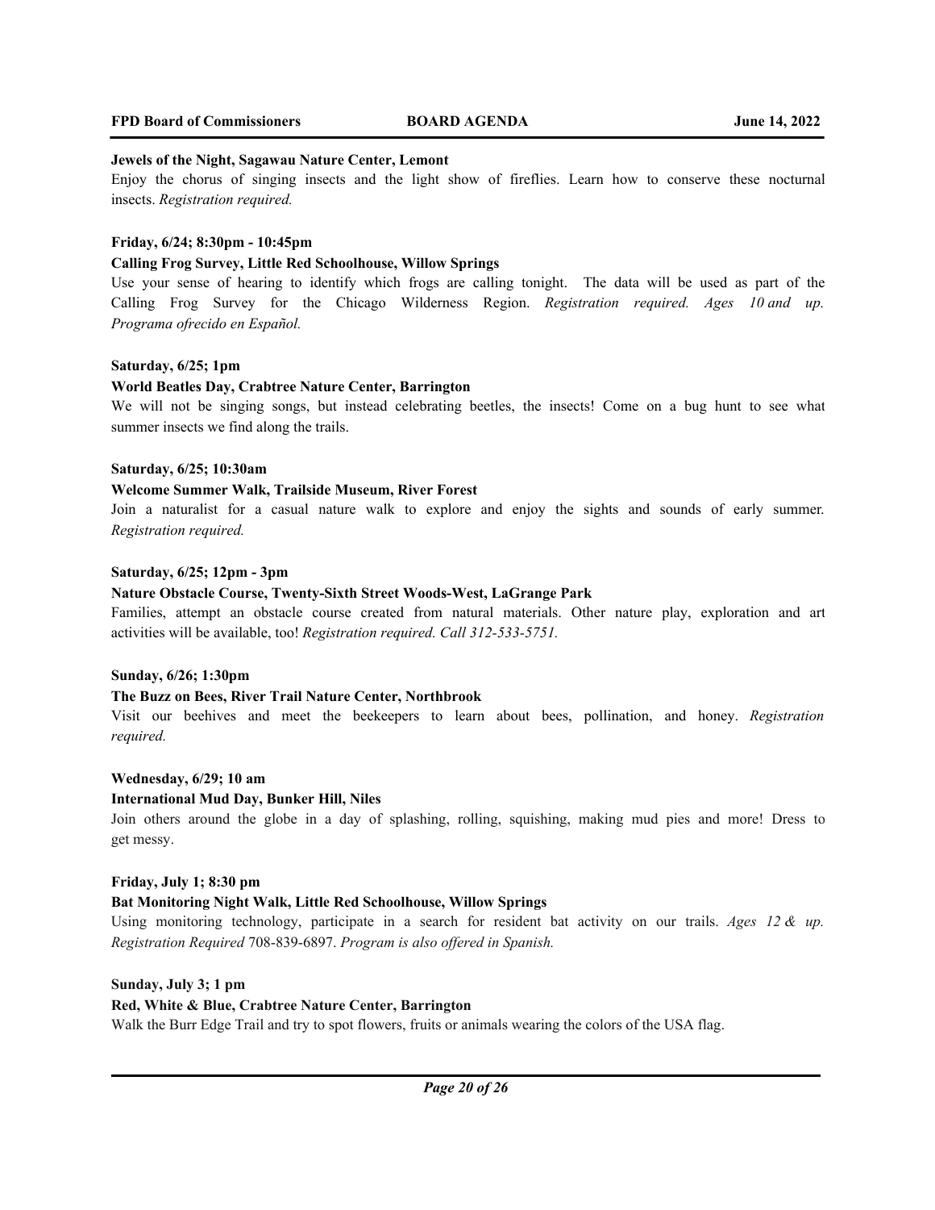**Jewels of the Night, Sagawau Nature Center, Lemont**

Enjoy the chorus of singing insects and the light show of fireflies. Learn how to conserve these nocturnal insects. *Registration required.*

**Friday, 6/24; 8:30pm - 10:45pm**

**Calling Frog Survey, Little Red Schoolhouse, Willow Springs**

Use your sense of hearing to identify which frogs are calling tonight. The data will be used as part of the Calling Frog Survey for the Chicago Wilderness Region. *Registration required. Ages 10 and up. Programa ofrecido en Español.*

**Saturday, 6/25; 1pm**

**World Beatles Day, Crabtree Nature Center, Barrington**

We will not be singing songs, but instead celebrating beetles, the insects! Come on a bug hunt to see what summer insects we find along the trails.

**Saturday, 6/25; 10:30am**

**Welcome Summer Walk, Trailside Museum, River Forest**

Join a naturalist for a casual nature walk to explore and enjoy the sights and sounds of early summer. *Registration required.*

**Saturday, 6/25; 12pm - 3pm**

**Nature Obstacle Course, Twenty-Sixth Street Woods-West, LaGrange Park**

Families, attempt an obstacle course created from natural materials. Other nature play, exploration and art activities will be available, too! *Registration required. Call 312-533-5751.*

**Sunday, 6/26; 1:30pm**

**The Buzz on Bees, River Trail Nature Center, Northbrook**

Visit our beehives and meet the beekeepers to learn about bees, pollination, and honey. *Registration required.*

**Wednesday, 6/29; 10 am**

**International Mud Day, Bunker Hill, Niles**

Join others around the globe in a day of splashing, rolling, squishing, making mud pies and more! Dress to get messy.

**Friday, July 1; 8:30 pm**

**Bat Monitoring Night Walk, Little Red Schoolhouse, Willow Springs**

Using monitoring technology, participate in a search for resident bat activity on our trails. *Ages 12 & up. Registration Required* 708-839-6897. *Program is also offered in Spanish.*

**Sunday, July 3; 1 pm**

**Red, White & Blue, Crabtree Nature Center, Barrington**

Walk the Burr Edge Trail and try to spot flowers, fruits or animals wearing the colors of the USA flag.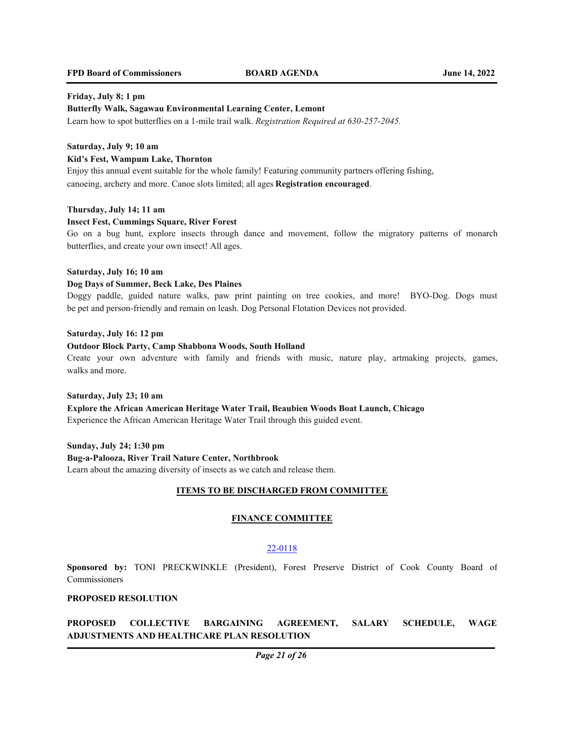**Friday, July 8; 1 pm**

**Butterfly Walk, Sagawau Environmental Learning Center, Lemont**

Learn how to spot butterflies on a 1-mile trail walk. *Registration Required at 630-257-2045.*

**Saturday, July 9; 10 am**

**Kid's Fest, Wampum Lake, Thornton**

Enjoy this annual event suitable for the whole family! Featuring community partners offering fishing, canoeing, archery and more. Canoe slots limited; all ages **Registration encouraged**.

**Thursday, July 14; 11 am**

**Insect Fest, Cummings Square, River Forest**

Go on a bug hunt, explore insects through dance and movement, follow the migratory patterns of monarch butterflies, and create your own insect! All ages.

**Saturday, July 16; 10 am**

**Dog Days of Summer, Beck Lake, Des Plaines**

Doggy paddle, guided nature walks, paw print painting on tree cookies, and more! BYO-Dog. Dogs must be pet and person-friendly and remain on leash. Dog Personal Flotation Devices not provided.

**Saturday, July 16: 12 pm**

**Outdoor Block Party, Camp Shabbona Woods, South Holland**

Create your own adventure with family and friends with music, nature play, artmaking projects, games, walks and more.

**Saturday, July 23; 10 am**

**Explore the African American Heritage Water Trail, Beaubien Woods Boat Launch, Chicago**

Experience the African American Heritage Water Trail through this guided event.

**Sunday, July 24; 1:30 pm**

**Bug-a-Palooza, River Trail Nature Center, Northbrook**

Learn about the amazing diversity of insects as we catch and release them.

## ITEMS TO BE DISCHARGED FROM COMMITTEE

## FINANCE COMMITTEE

22-0118

**Sponsored by:** TONI PRECKWINKLE (President), Forest Preserve District of Cook County Board of Commissioners

**PROPOSED RESOLUTION**

**PROPOSED COLLECTIVE BARGAINING AGREEMENT, SALARY SCHEDULE, WAGE ADJUSTMENTS AND HEALTHCARE PLAN RESOLUTION**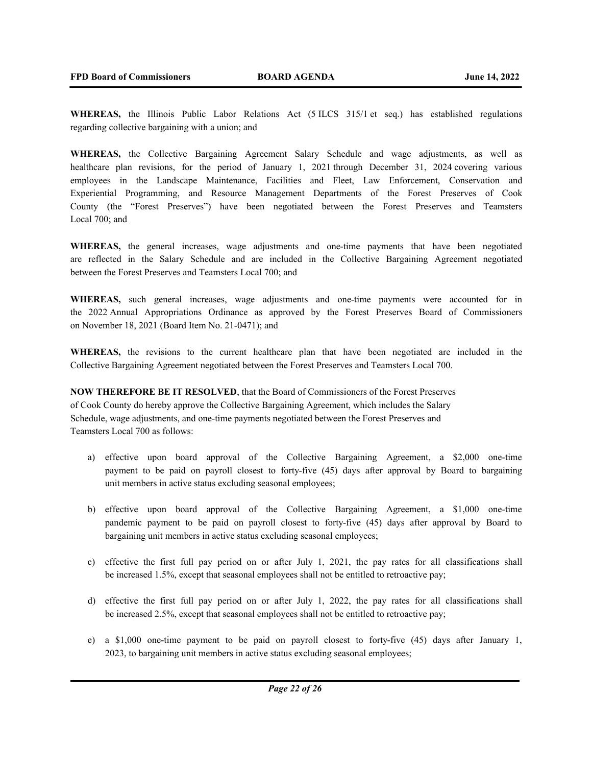**WHEREAS,** the Illinois Public Labor Relations Act (5 ILCS 315/1 et seq.) has established regulations regarding collective bargaining with a union; and

**WHEREAS,** the Collective Bargaining Agreement Salary Schedule and wage adjustments, as well as healthcare plan revisions, for the period of January 1, 2021 through December 31, 2024 covering various employees in the Landscape Maintenance, Facilities and Fleet, Law Enforcement, Conservation and Experiential Programming, and Resource Management Departments of the Forest Preserves of Cook County (the "Forest Preserves") have been negotiated between the Forest Preserves and Teamsters Local 700; and

**WHEREAS,** the general increases, wage adjustments and one-time payments that have been negotiated are reflected in the Salary Schedule and are included in the Collective Bargaining Agreement negotiated between the Forest Preserves and Teamsters Local 700; and

**WHEREAS,** such general increases, wage adjustments and one-time payments were accounted for in the 2022 Annual Appropriations Ordinance as approved by the Forest Preserves Board of Commissioners on November 18, 2021 (Board Item No. 21-0471); and

**WHEREAS,** the revisions to the current healthcare plan that have been negotiated are included in the Collective Bargaining Agreement negotiated between the Forest Preserves and Teamsters Local 700.

**NOW THEREFORE BE IT RESOLVED**, that the Board of Commissioners of the Forest Preserves of Cook County do hereby approve the Collective Bargaining Agreement, which includes the Salary Schedule, wage adjustments, and one-time payments negotiated between the Forest Preserves and Teamsters Local 700 as follows:

a) effective upon board approval of the Collective Bargaining Agreement, a $2,000 one-time payment to be paid on payroll closest to forty-five (45) days after approval by Board to bargaining unit members in active status excluding seasonal employees;

b) effective upon board approval of the Collective Bargaining Agreement, a $1,000 one-time pandemic payment to be paid on payroll closest to forty-five (45) days after approval by Board to bargaining unit members in active status excluding seasonal employees;

c) effective the first full pay period on or after July 1, 2021, the pay rates for all classifications shall be increased 1.5%, except that seasonal employees shall not be entitled to retroactive pay;

d) effective the first full pay period on or after July 1, 2022, the pay rates for all classifications shall be increased 2.5%, except that seasonal employees shall not be entitled to retroactive pay;

e) a $1,000 one-time payment to be paid on payroll closest to forty-five (45) days after January 1, 2023, to bargaining unit members in active status excluding seasonal employees;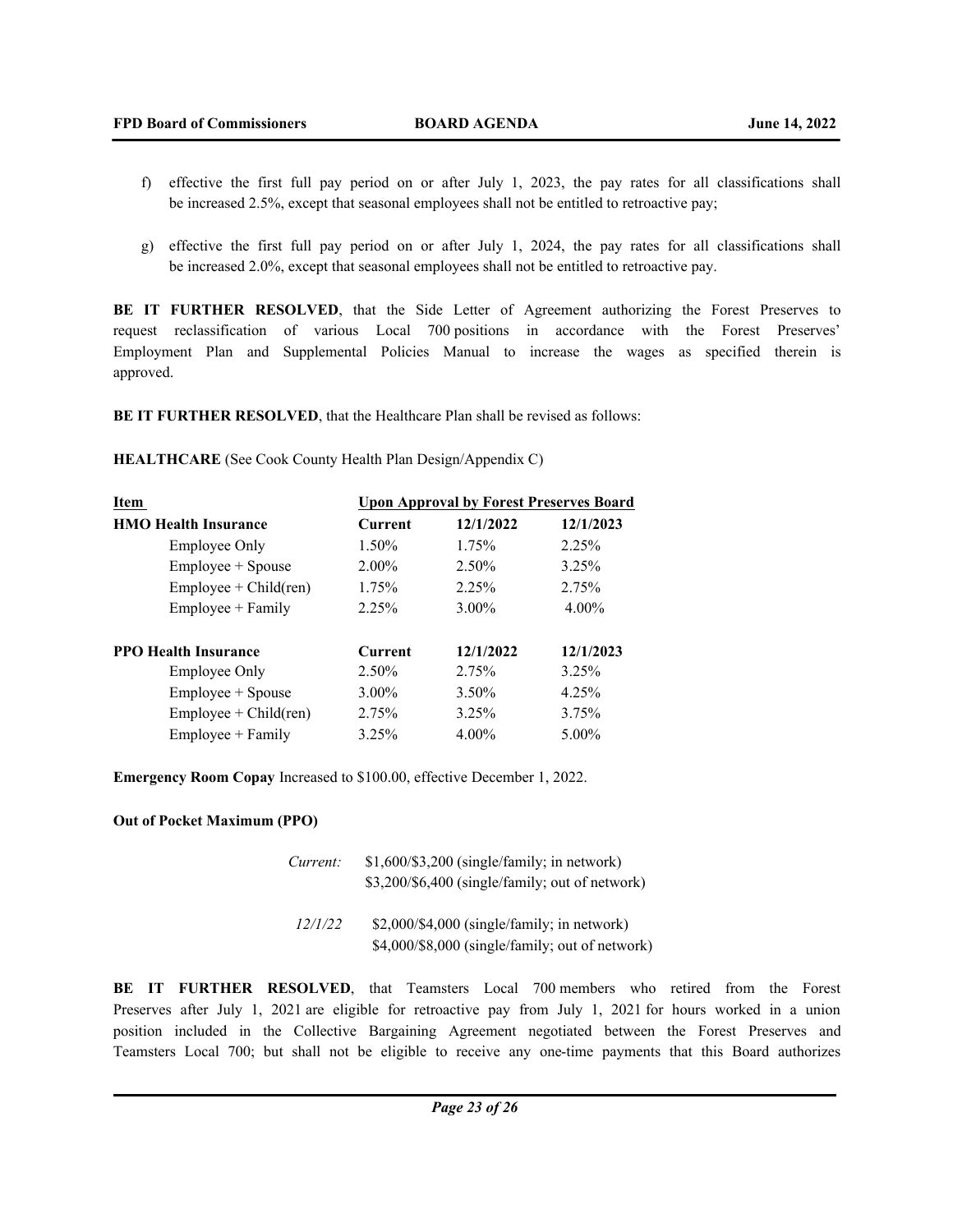f) effective the first full pay period on or after July 1, 2023, the pay rates for all classifications shall be increased 2.5%, except that seasonal employees shall not be entitled to retroactive pay;

g) effective the first full pay period on or after July 1, 2024, the pay rates for all classifications shall be increased 2.0%, except that seasonal employees shall not be entitled to retroactive pay.

**BE IT FURTHER RESOLVED**, that the Side Letter of Agreement authorizing the Forest Preserves to request reclassification of various Local 700 positions in accordance with the Forest Preserves' Employment Plan and Supplemental Policies Manual to increase the wages as specified therein is approved.

**BE IT FURTHER RESOLVED**, that the Healthcare Plan shall be revised as follows:

**HEALTHCARE** (See Cook County Health Plan Design/Appendix C)

| Item | Upon Approval by Forest Preserves Board | | |
|---|---|---|---|
| **HMO Health Insurance** | **Current** | **12/1/2022** | **12/1/2023** |
| Employee Only | 1.50% | 1.75% | 2.25% |
| Employee + Spouse | 2.00% | 2.50% | 3.25% |
| Employee + Child(ren) | 1.75% | 2.25% | 2.75% |
| Employee + Family | 2.25% | 3.00% | 4.00% |
| **PPO Health Insurance** | **Current** | **12/1/2022** | **12/1/2023** |
| Employee Only | 2.50% | 2.75% | 3.25% |
| Employee + Spouse | 3.00% | 3.50% | 4.25% |
| Employee + Child(ren) | 2.75% | 3.25% | 3.75% |
| Employee + Family | 3.25% | 4.00% | 5.00% |

**Emergency Room Copay** Increased to $100.00, effective December 1, 2022.

**Out of Pocket Maximum (PPO)**

*Current:* $1,600/$3,200 (single/family; in network)
$3,200/$6,400 (single/family; out of network)

*12/1/22* $2,000/$4,000 (single/family; in network)
$4,000/$8,000 (single/family; out of network)

**BE IT FURTHER RESOLVED**, that Teamsters Local 700 members who retired from the Forest Preserves after July 1, 2021 are eligible for retroactive pay from July 1, 2021 for hours worked in a union position included in the Collective Bargaining Agreement negotiated between the Forest Preserves and Teamsters Local 700; but shall not be eligible to receive any one-time payments that this Board authorizes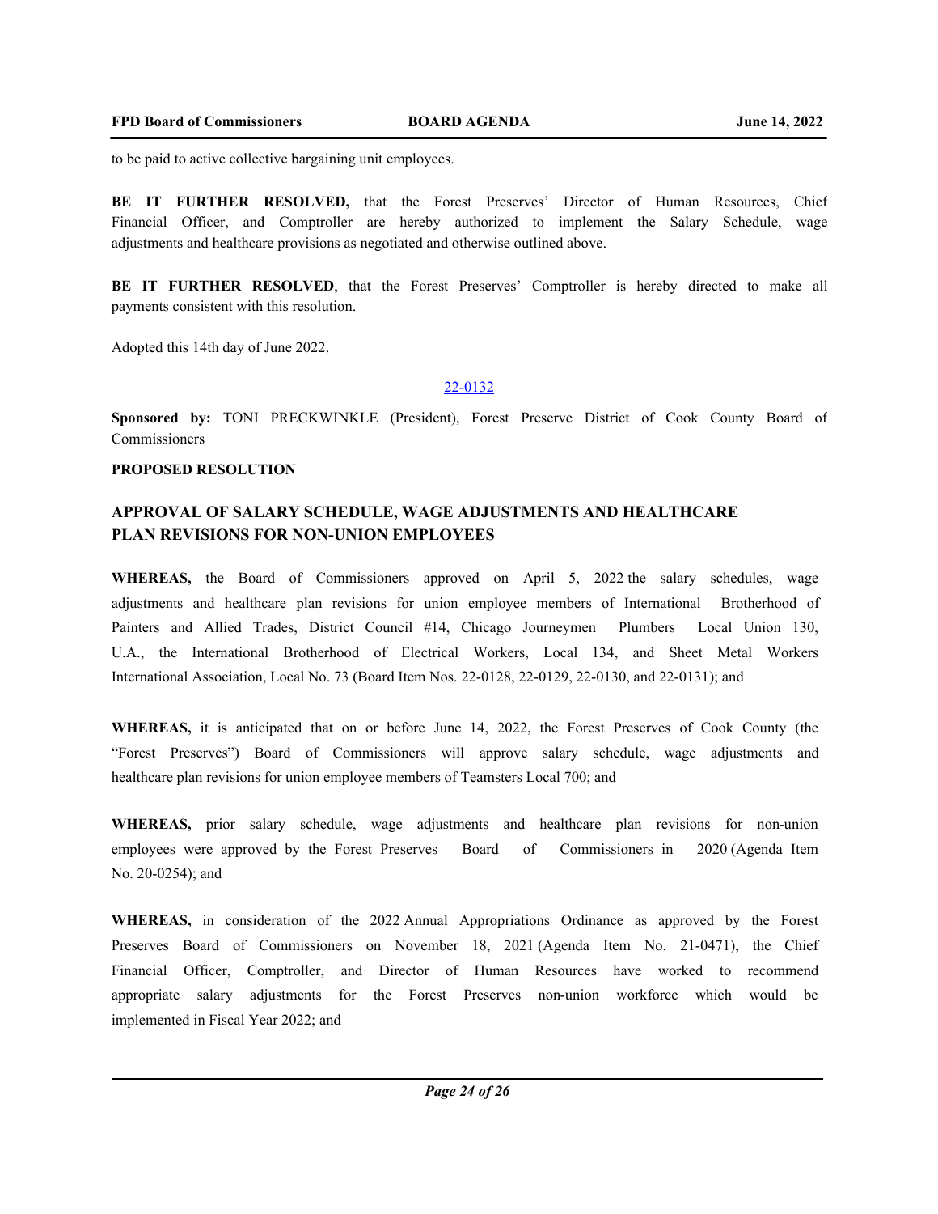to be paid to active collective bargaining unit employees.

**BE IT FURTHER RESOLVED,** that the Forest Preserves' Director of Human Resources, Chief Financial Officer, and Comptroller are hereby authorized to implement the Salary Schedule, wage adjustments and healthcare provisions as negotiated and otherwise outlined above.

**BE IT FURTHER RESOLVED**, that the Forest Preserves' Comptroller is hereby directed to make all payments consistent with this resolution.

Adopted this 14th day of June 2022.

22-0132

**Sponsored by:** TONI PRECKWINKLE (President), Forest Preserve District of Cook County Board of Commissioners

**PROPOSED RESOLUTION**

## APPROVAL OF SALARY SCHEDULE, WAGE ADJUSTMENTS AND HEALTHCARE PLAN REVISIONS FOR NON-UNION EMPLOYEES

**WHEREAS,** the Board of Commissioners approved on April 5, 2022 the salary schedules, wage adjustments and healthcare plan revisions for union employee members of International Brotherhood of Painters and Allied Trades, District Council #14, Chicago Journeymen Plumbers Local Union 130, U.A., the International Brotherhood of Electrical Workers, Local 134, and Sheet Metal Workers International Association, Local No. 73 (Board Item Nos. 22-0128, 22-0129, 22-0130, and 22-0131); and

**WHEREAS,** it is anticipated that on or before June 14, 2022, the Forest Preserves of Cook County (the "Forest Preserves") Board of Commissioners will approve salary schedule, wage adjustments and healthcare plan revisions for union employee members of Teamsters Local 700; and

**WHEREAS,** prior salary schedule, wage adjustments and healthcare plan revisions for non-union employees were approved by the Forest Preserves Board of Commissioners in 2020 (Agenda Item No. 20-0254); and

**WHEREAS,** in consideration of the 2022 Annual Appropriations Ordinance as approved by the Forest Preserves Board of Commissioners on November 18, 2021 (Agenda Item No. 21-0471), the Chief Financial Officer, Comptroller, and Director of Human Resources have worked to recommend appropriate salary adjustments for the Forest Preserves non-union workforce which would be implemented in Fiscal Year 2022; and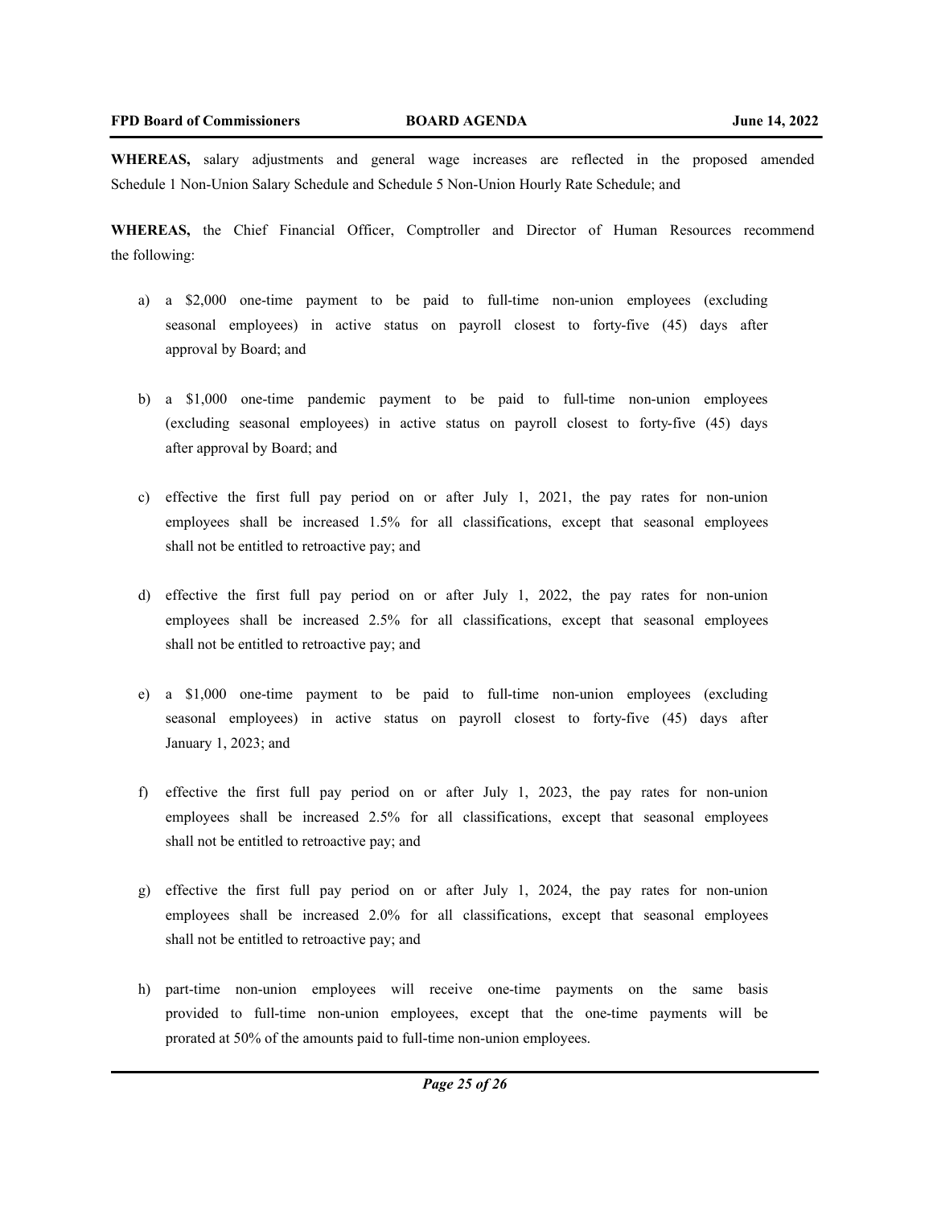**WHEREAS,** salary adjustments and general wage increases are reflected in the proposed amended Schedule 1 Non-Union Salary Schedule and Schedule 5 Non-Union Hourly Rate Schedule; and

**WHEREAS,** the Chief Financial Officer, Comptroller and Director of Human Resources recommend the following:

a) a $2,000 one-time payment to be paid to full-time non-union employees (excluding seasonal employees) in active status on payroll closest to forty-five (45) days after approval by Board; and

b) a $1,000 one-time pandemic payment to be paid to full-time non-union employees (excluding seasonal employees) in active status on payroll closest to forty-five (45) days after approval by Board; and

c) effective the first full pay period on or after July 1, 2021, the pay rates for non-union employees shall be increased 1.5% for all classifications, except that seasonal employees shall not be entitled to retroactive pay; and

d) effective the first full pay period on or after July 1, 2022, the pay rates for non-union employees shall be increased 2.5% for all classifications, except that seasonal employees shall not be entitled to retroactive pay; and

e) a $1,000 one-time payment to be paid to full-time non-union employees (excluding seasonal employees) in active status on payroll closest to forty-five (45) days after January 1, 2023; and

f) effective the first full pay period on or after July 1, 2023, the pay rates for non-union employees shall be increased 2.5% for all classifications, except that seasonal employees shall not be entitled to retroactive pay; and

g) effective the first full pay period on or after July 1, 2024, the pay rates for non-union employees shall be increased 2.0% for all classifications, except that seasonal employees shall not be entitled to retroactive pay; and

h) part-time non-union employees will receive one-time payments on the same basis provided to full-time non-union employees, except that the one-time payments will be prorated at 50% of the amounts paid to full-time non-union employees.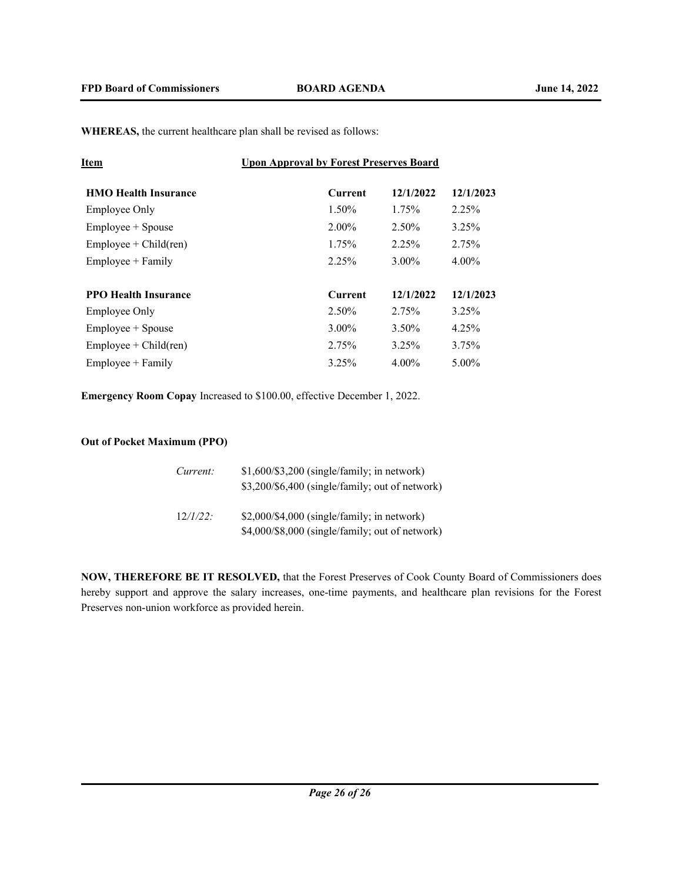**WHEREAS,** the current healthcare plan shall be revised as follows:

| <u>**Item**</u> | <u>**Upon Approval by Forest Preserves Board**</u> | | |
|---|---|---|---|
| **HMO Health Insurance** | **Current** | **12/1/2022** | **12/1/2023** |
| Employee Only | 1.50% | 1.75% | 2.25% |
| Employee + Spouse | 2.00% | 2.50% | 3.25% |
| Employee + Child(ren) | 1.75% | 2.25% | 2.75% |
| Employee + Family | 2.25% | 3.00% | 4.00% |
| **PPO Health Insurance** | **Current** | **12/1/2022** | **12/1/2023** |
| Employee Only | 2.50% | 2.75% | 3.25% |
| Employee + Spouse | 3.00% | 3.50% | 4.25% |
| Employee + Child(ren) | 2.75% | 3.25% | 3.75% |
| Employee + Family | 3.25% | 4.00% | 5.00% |

**Emergency Room Copay** Increased to $100.00, effective December 1, 2022.

**Out of Pocket Maximum (PPO)**

*Current:* $1,600/$3,200 (single/family; in network)
$3,200/$6,400 (single/family; out of network)

*12/1/22:* $2,000/$4,000 (single/family; in network)
$4,000/$8,000 (single/family; out of network)

**NOW, THEREFORE BE IT RESOLVED,** that the Forest Preserves of Cook County Board of Commissioners does hereby support and approve the salary increases, one-time payments, and healthcare plan revisions for the Forest Preserves non-union workforce as provided herein.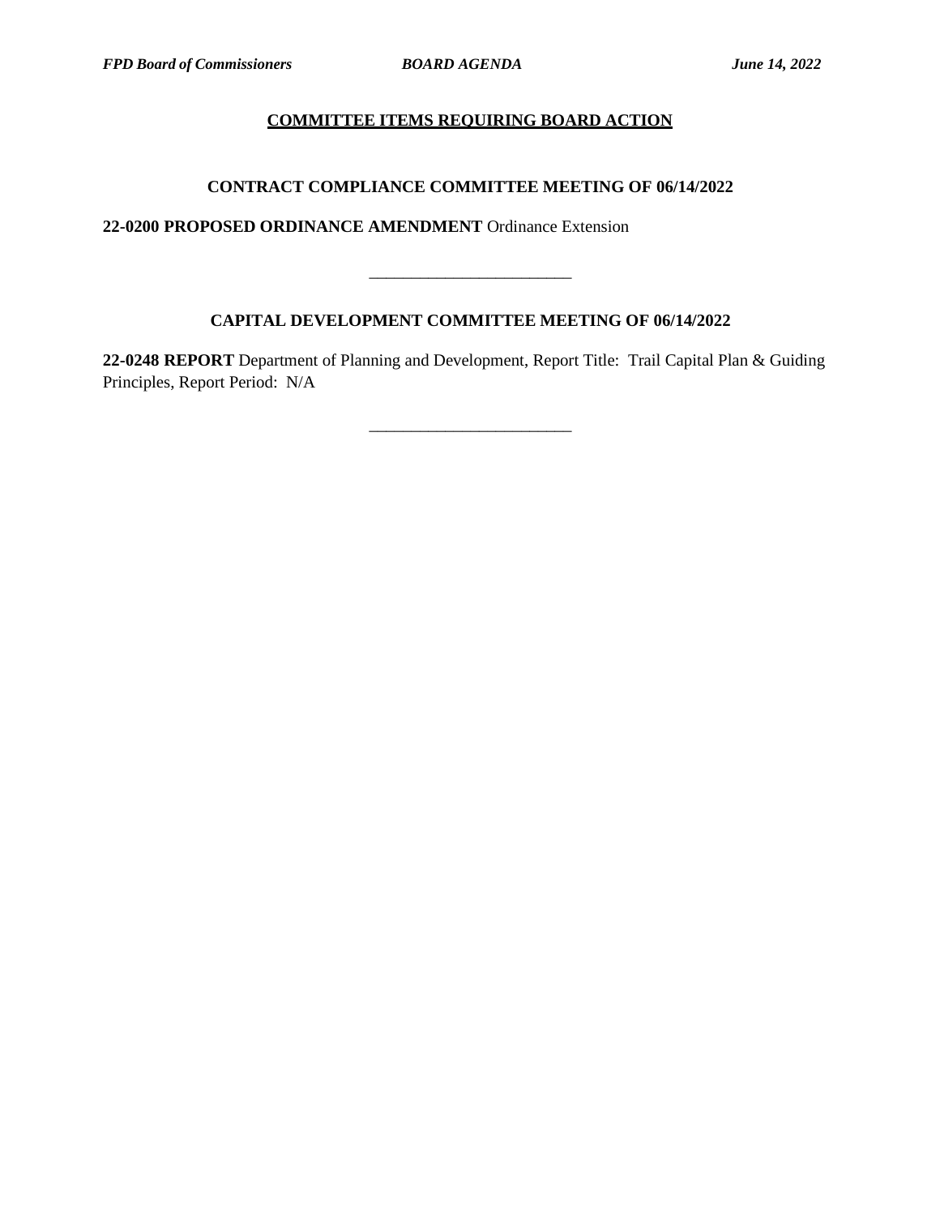## COMMITTEE ITEMS REQUIRING BOARD ACTION

### CONTRACT COMPLIANCE COMMITTEE MEETING OF 06/14/2022

**22-0200 PROPOSED ORDINANCE AMENDMENT** Ordinance Extension

---

### CAPITAL DEVELOPMENT COMMITTEE MEETING OF 06/14/2022

**22-0248 REPORT** Department of Planning and Development, Report Title: Trail Capital Plan & Guiding Principles, Report Period: N/A

---